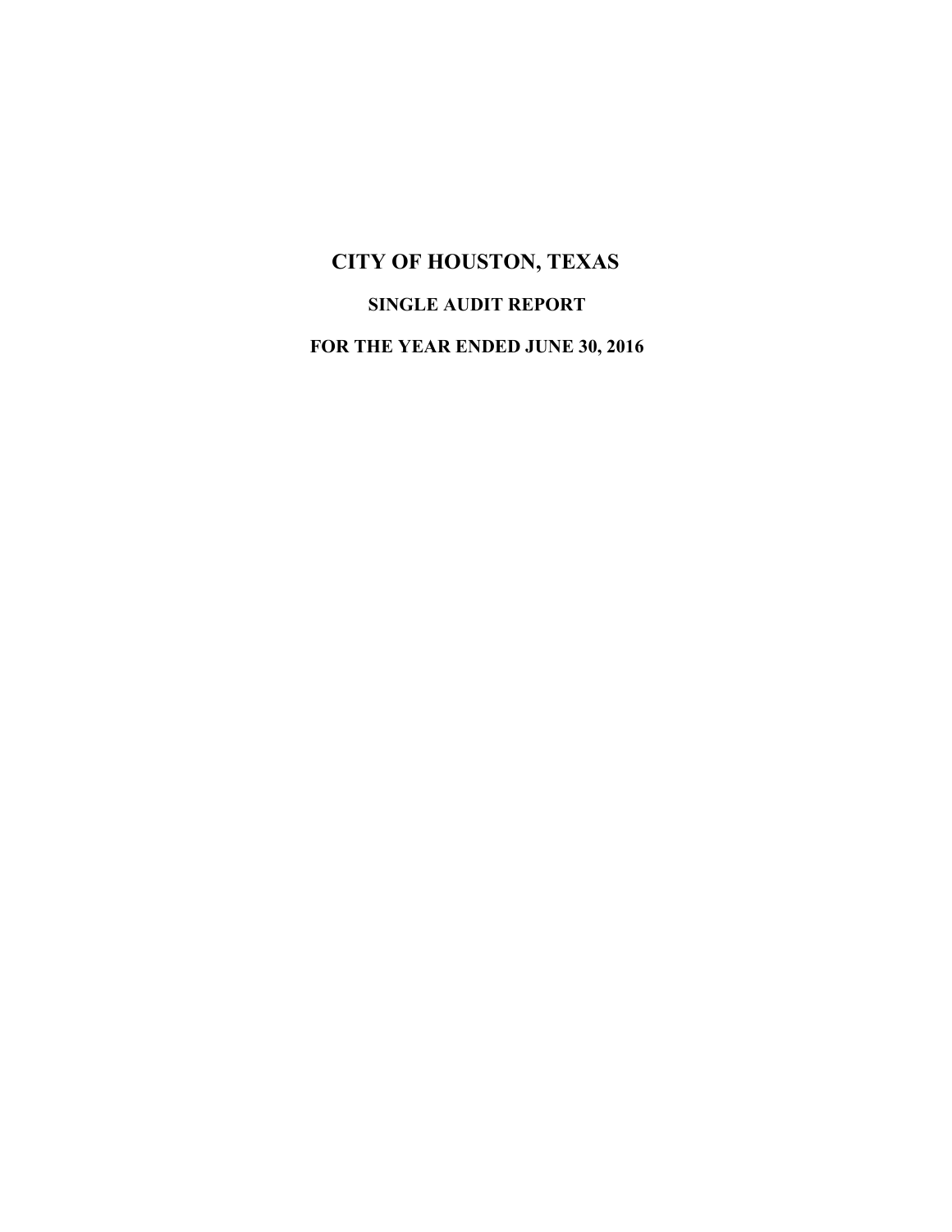# CITY OF HOUSTON, TEXAS

## SINGLE AUDIT REPORT

## FOR THE YEAR ENDED JUNE 30, 2016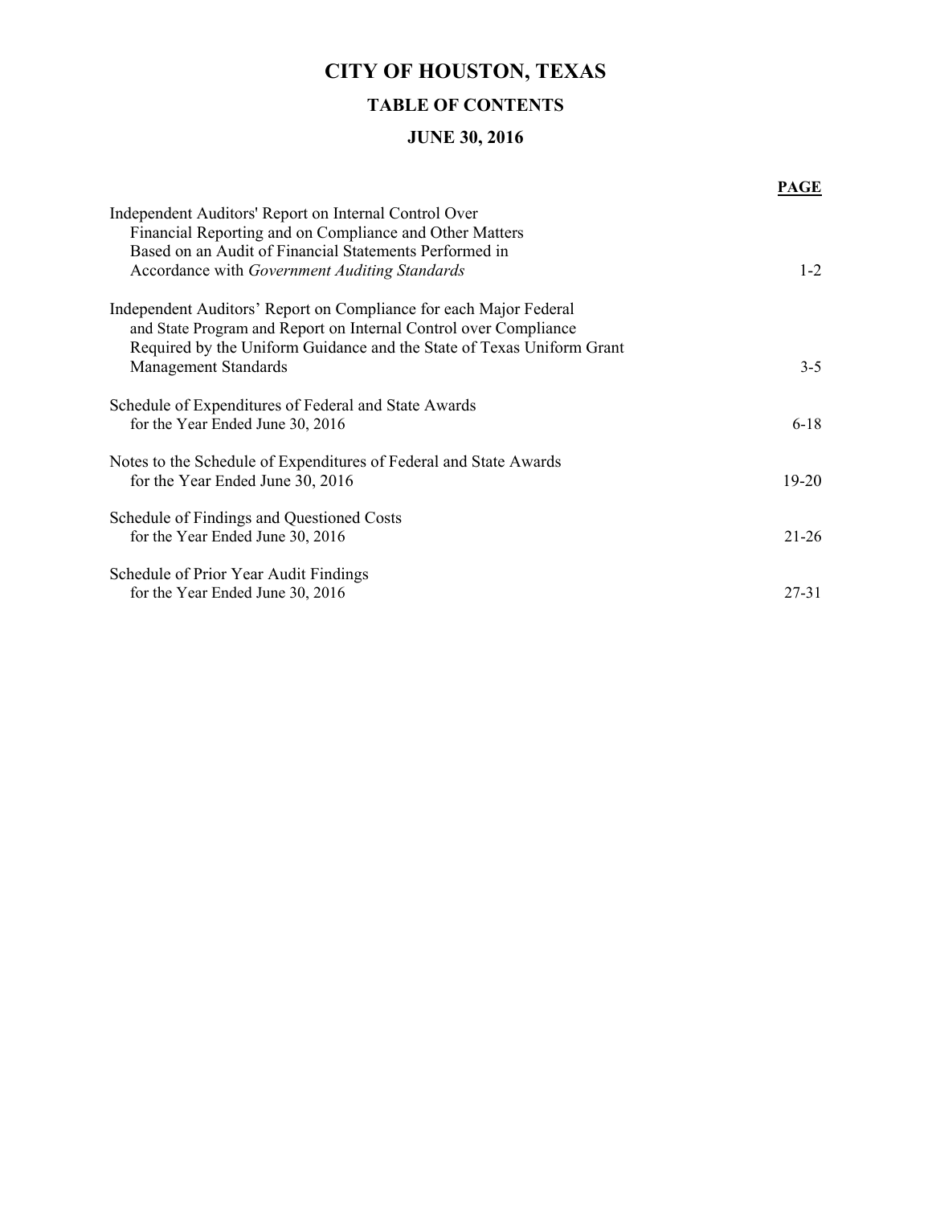# CITY OF HOUSTON, TEXAS

## TABLE OF CONTENTS

## JUNE 30, 2016

| | PAGE |
|---|---|
| Independent Auditors' Report on Internal Control Over Financial Reporting and on Compliance and Other Matters Based on an Audit of Financial Statements Performed in Accordance with *Government Auditing Standards* | 1-2 |
| Independent Auditors' Report on Compliance for each Major Federal and State Program and Report on Internal Control over Compliance Required by the Uniform Guidance and the State of Texas Uniform Grant Management Standards | 3-5 |
| Schedule of Expenditures of Federal and State Awards for the Year Ended June 30, 2016 | 6-18 |
| Notes to the Schedule of Expenditures of Federal and State Awards for the Year Ended June 30, 2016 | 19-20 |
| Schedule of Findings and Questioned Costs for the Year Ended June 30, 2016 | 21-26 |
| Schedule of Prior Year Audit Findings for the Year Ended June 30, 2016 | 27-31 |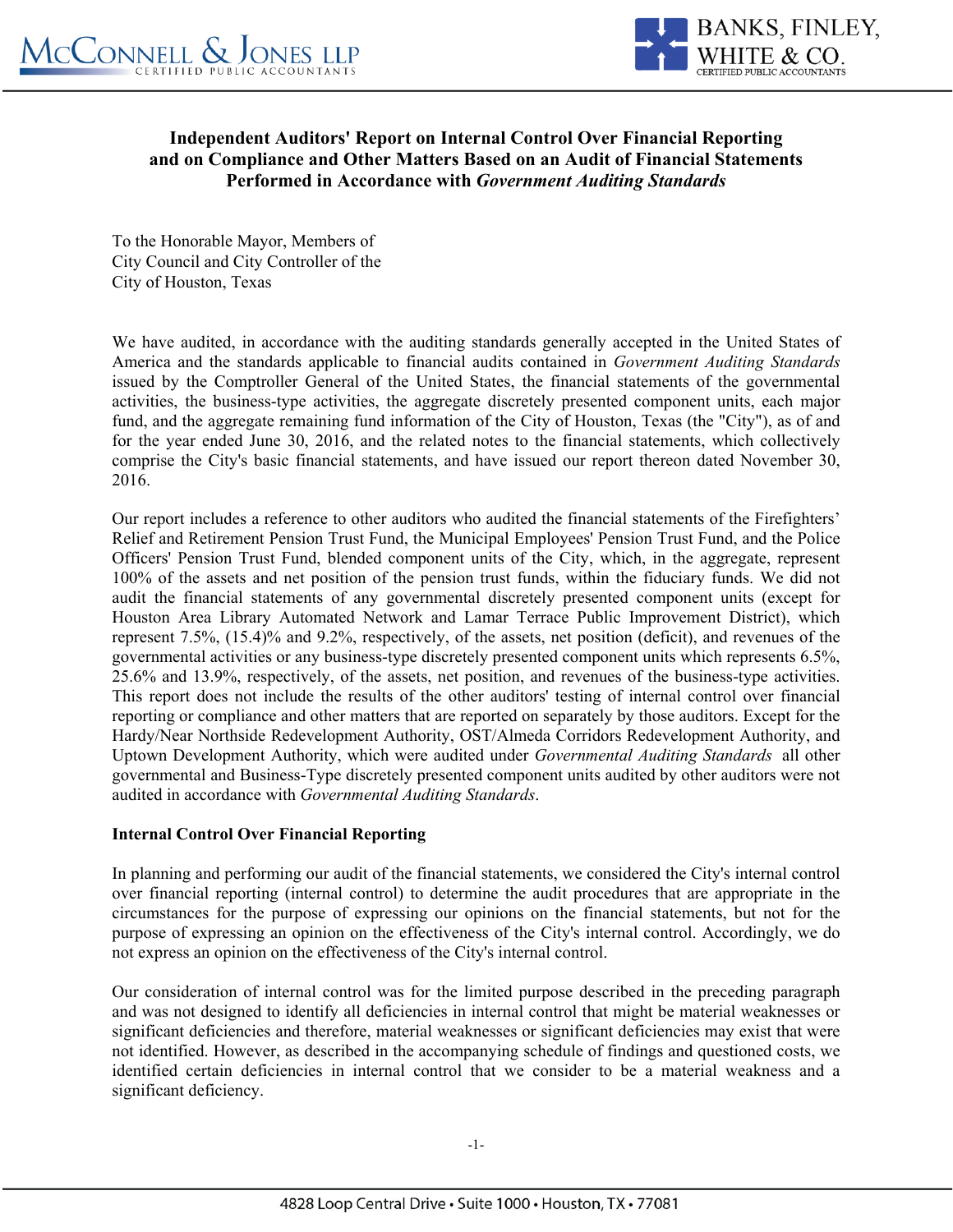# Independent Auditors' Report on Internal Control Over Financial Reporting and on Compliance and Other Matters Based on an Audit of Financial Statements Performed in Accordance with *Government Auditing Standards*

To the Honorable Mayor, Members of
City Council and City Controller of the
City of Houston, Texas

We have audited, in accordance with the auditing standards generally accepted in the United States of America and the standards applicable to financial audits contained in *Government Auditing Standards* issued by the Comptroller General of the United States, the financial statements of the governmental activities, the business-type activities, the aggregate discretely presented component units, each major fund, and the aggregate remaining fund information of the City of Houston, Texas (the "City"), as of and for the year ended June 30, 2016, and the related notes to the financial statements, which collectively comprise the City's basic financial statements, and have issued our report thereon dated November 30, 2016.

Our report includes a reference to other auditors who audited the financial statements of the Firefighters' Relief and Retirement Pension Trust Fund, the Municipal Employees' Pension Trust Fund, and the Police Officers' Pension Trust Fund, blended component units of the City, which, in the aggregate, represent 100% of the assets and net position of the pension trust funds, within the fiduciary funds. We did not audit the financial statements of any governmental discretely presented component units (except for Houston Area Library Automated Network and Lamar Terrace Public Improvement District), which represent 7.5%, (15.4)% and 9.2%, respectively, of the assets, net position (deficit), and revenues of the governmental activities or any business-type discretely presented component units which represents 6.5%, 25.6% and 13.9%, respectively, of the assets, net position, and revenues of the business-type activities. This report does not include the results of the other auditors' testing of internal control over financial reporting or compliance and other matters that are reported on separately by those auditors. Except for the Hardy/Near Northside Redevelopment Authority, OST/Almeda Corridors Redevelopment Authority, and Uptown Development Authority, which were audited under *Governmental Auditing Standards* all other governmental and Business-Type discretely presented component units audited by other auditors were not audited in accordance with *Governmental Auditing Standards*.

## Internal Control Over Financial Reporting

In planning and performing our audit of the financial statements, we considered the City's internal control over financial reporting (internal control) to determine the audit procedures that are appropriate in the circumstances for the purpose of expressing our opinions on the financial statements, but not for the purpose of expressing an opinion on the effectiveness of the City's internal control. Accordingly, we do not express an opinion on the effectiveness of the City's internal control.

Our consideration of internal control was for the limited purpose described in the preceding paragraph and was not designed to identify all deficiencies in internal control that might be material weaknesses or significant deficiencies and therefore, material weaknesses or significant deficiencies may exist that were not identified. However, as described in the accompanying schedule of findings and questioned costs, we identified certain deficiencies in internal control that we consider to be a material weakness and a significant deficiency.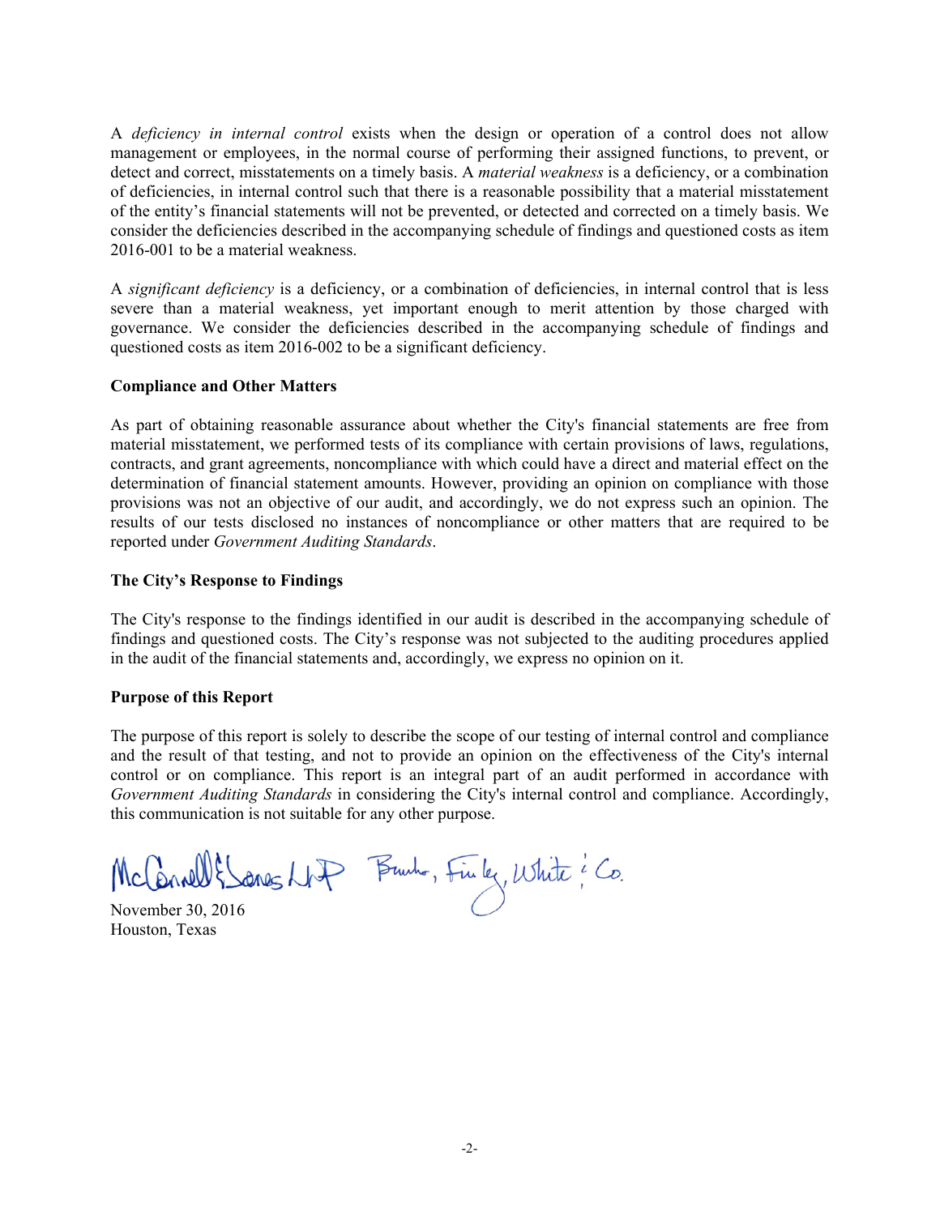A *deficiency in internal control* exists when the design or operation of a control does not allow management or employees, in the normal course of performing their assigned functions, to prevent, or detect and correct, misstatements on a timely basis. A *material weakness* is a deficiency, or a combination of deficiencies, in internal control such that there is a reasonable possibility that a material misstatement of the entity's financial statements will not be prevented, or detected and corrected on a timely basis. We consider the deficiencies described in the accompanying schedule of findings and questioned costs as item 2016-001 to be a material weakness.

A *significant deficiency* is a deficiency, or a combination of deficiencies, in internal control that is less severe than a material weakness, yet important enough to merit attention by those charged with governance. We consider the deficiencies described in the accompanying schedule of findings and questioned costs as item 2016-002 to be a significant deficiency.

**Compliance and Other Matters**

As part of obtaining reasonable assurance about whether the City's financial statements are free from material misstatement, we performed tests of its compliance with certain provisions of laws, regulations, contracts, and grant agreements, noncompliance with which could have a direct and material effect on the determination of financial statement amounts. However, providing an opinion on compliance with those provisions was not an objective of our audit, and accordingly, we do not express such an opinion. The results of our tests disclosed no instances of noncompliance or other matters that are required to be reported under *Government Auditing Standards*.

**The City's Response to Findings**

The City's response to the findings identified in our audit is described in the accompanying schedule of findings and questioned costs. The City's response was not subjected to the auditing procedures applied in the audit of the financial statements and, accordingly, we express no opinion on it.

**Purpose of this Report**

The purpose of this report is solely to describe the scope of our testing of internal control and compliance and the result of that testing, and not to provide an opinion on the effectiveness of the City's internal control or on compliance. This report is an integral part of an audit performed in accordance with *Government Auditing Standards* in considering the City's internal control and compliance. Accordingly, this communication is not suitable for any other purpose.

McConnell & Jones LLP    Banks, Finley, White & Co.

November 30, 2016
Houston, Texas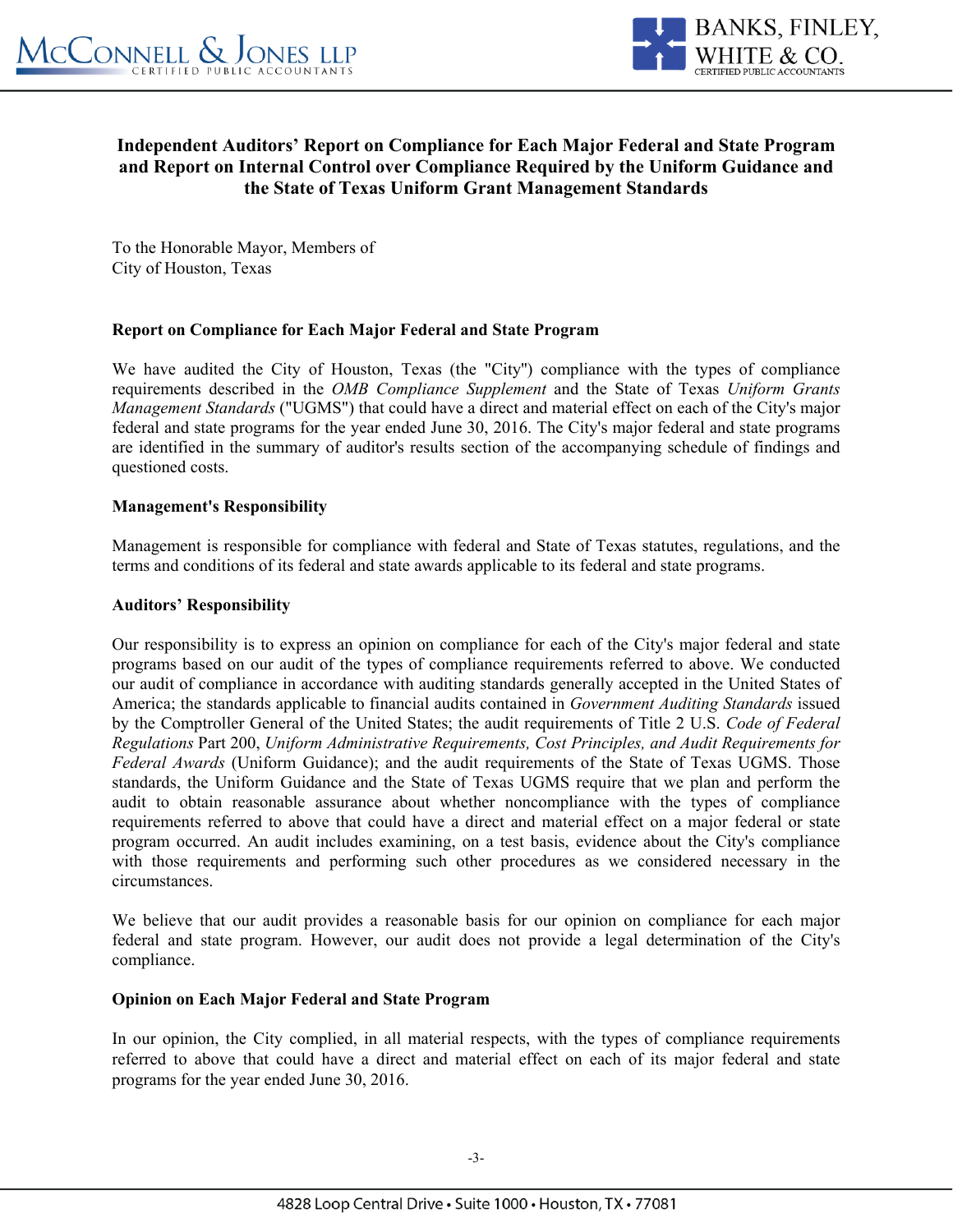# Independent Auditors' Report on Compliance for Each Major Federal and State Program and Report on Internal Control over Compliance Required by the Uniform Guidance and the State of Texas Uniform Grant Management Standards

To the Honorable Mayor, Members of
City of Houston, Texas

## Report on Compliance for Each Major Federal and State Program

We have audited the City of Houston, Texas (the "City") compliance with the types of compliance requirements described in the *OMB Compliance Supplement* and the State of Texas *Uniform Grants Management Standards* ("UGMS") that could have a direct and material effect on each of the City's major federal and state programs for the year ended June 30, 2016. The City's major federal and state programs are identified in the summary of auditor's results section of the accompanying schedule of findings and questioned costs.

### Management's Responsibility

Management is responsible for compliance with federal and State of Texas statutes, regulations, and the terms and conditions of its federal and state awards applicable to its federal and state programs.

### Auditors' Responsibility

Our responsibility is to express an opinion on compliance for each of the City's major federal and state programs based on our audit of the types of compliance requirements referred to above. We conducted our audit of compliance in accordance with auditing standards generally accepted in the United States of America; the standards applicable to financial audits contained in *Government Auditing Standards* issued by the Comptroller General of the United States; the audit requirements of Title 2 U.S. *Code of Federal Regulations* Part 200, *Uniform Administrative Requirements, Cost Principles, and Audit Requirements for Federal Awards* (Uniform Guidance); and the audit requirements of the State of Texas UGMS. Those standards, the Uniform Guidance and the State of Texas UGMS require that we plan and perform the audit to obtain reasonable assurance about whether noncompliance with the types of compliance requirements referred to above that could have a direct and material effect on a major federal or state program occurred. An audit includes examining, on a test basis, evidence about the City's compliance with those requirements and performing such other procedures as we considered necessary in the circumstances.

We believe that our audit provides a reasonable basis for our opinion on compliance for each major federal and state program. However, our audit does not provide a legal determination of the City's compliance.

### Opinion on Each Major Federal and State Program

In our opinion, the City complied, in all material respects, with the types of compliance requirements referred to above that could have a direct and material effect on each of its major federal and state programs for the year ended June 30, 2016.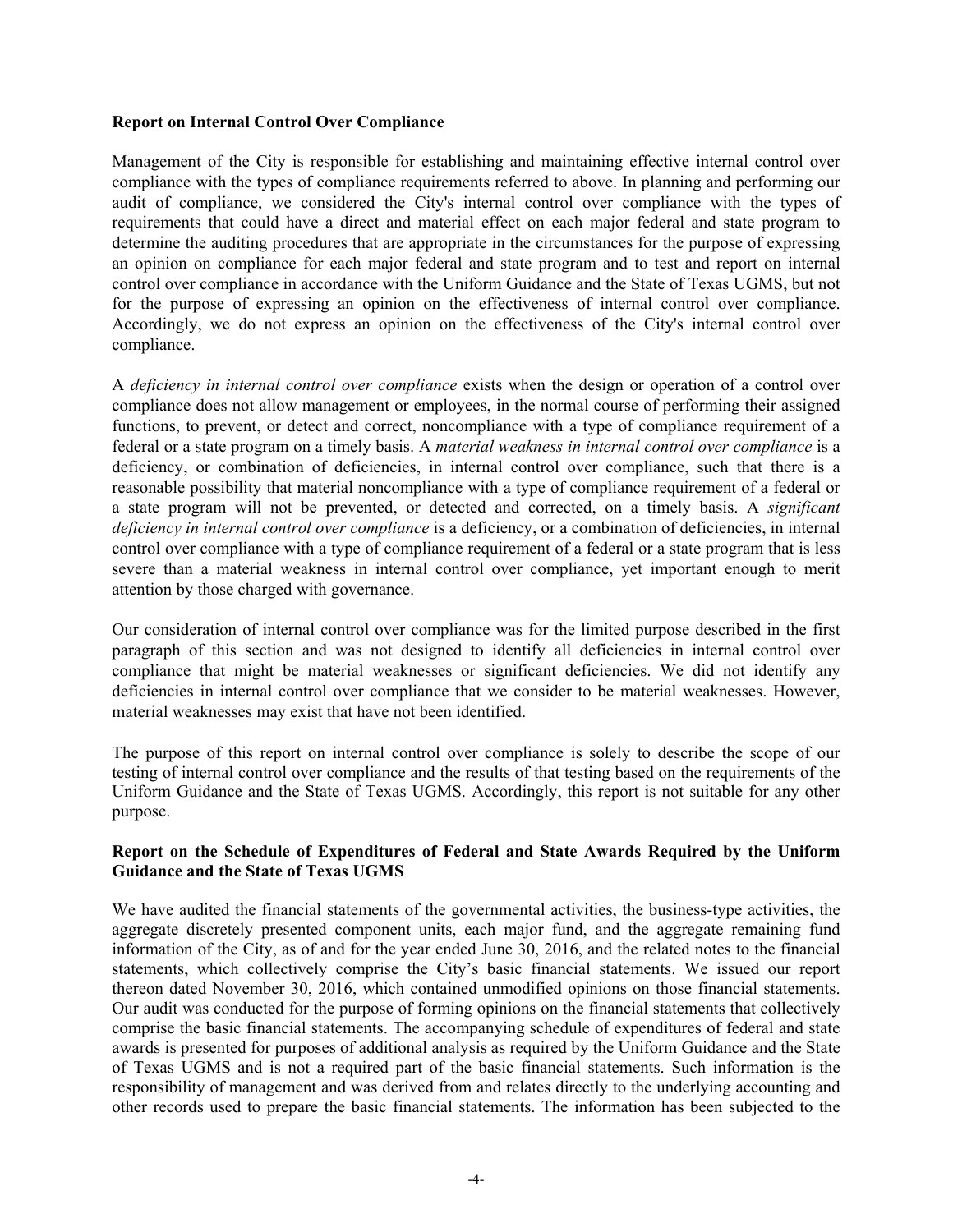**Report on Internal Control Over Compliance**

Management of the City is responsible for establishing and maintaining effective internal control over compliance with the types of compliance requirements referred to above. In planning and performing our audit of compliance, we considered the City's internal control over compliance with the types of requirements that could have a direct and material effect on each major federal and state program to determine the auditing procedures that are appropriate in the circumstances for the purpose of expressing an opinion on compliance for each major federal and state program and to test and report on internal control over compliance in accordance with the Uniform Guidance and the State of Texas UGMS, but not for the purpose of expressing an opinion on the effectiveness of internal control over compliance. Accordingly, we do not express an opinion on the effectiveness of the City's internal control over compliance.

A *deficiency in internal control over compliance* exists when the design or operation of a control over compliance does not allow management or employees, in the normal course of performing their assigned functions, to prevent, or detect and correct, noncompliance with a type of compliance requirement of a federal or a state program on a timely basis. A *material weakness in internal control over compliance* is a deficiency, or combination of deficiencies, in internal control over compliance, such that there is a reasonable possibility that material noncompliance with a type of compliance requirement of a federal or a state program will not be prevented, or detected and corrected, on a timely basis. A *significant deficiency in internal control over compliance* is a deficiency, or a combination of deficiencies, in internal control over compliance with a type of compliance requirement of a federal or a state program that is less severe than a material weakness in internal control over compliance, yet important enough to merit attention by those charged with governance.

Our consideration of internal control over compliance was for the limited purpose described in the first paragraph of this section and was not designed to identify all deficiencies in internal control over compliance that might be material weaknesses or significant deficiencies. We did not identify any deficiencies in internal control over compliance that we consider to be material weaknesses. However, material weaknesses may exist that have not been identified.

The purpose of this report on internal control over compliance is solely to describe the scope of our testing of internal control over compliance and the results of that testing based on the requirements of the Uniform Guidance and the State of Texas UGMS. Accordingly, this report is not suitable for any other purpose.

**Report on the Schedule of Expenditures of Federal and State Awards Required by the Uniform Guidance and the State of Texas UGMS**

We have audited the financial statements of the governmental activities, the business-type activities, the aggregate discretely presented component units, each major fund, and the aggregate remaining fund information of the City, as of and for the year ended June 30, 2016, and the related notes to the financial statements, which collectively comprise the City's basic financial statements. We issued our report thereon dated November 30, 2016, which contained unmodified opinions on those financial statements. Our audit was conducted for the purpose of forming opinions on the financial statements that collectively comprise the basic financial statements. The accompanying schedule of expenditures of federal and state awards is presented for purposes of additional analysis as required by the Uniform Guidance and the State of Texas UGMS and is not a required part of the basic financial statements. Such information is the responsibility of management and was derived from and relates directly to the underlying accounting and other records used to prepare the basic financial statements. The information has been subjected to the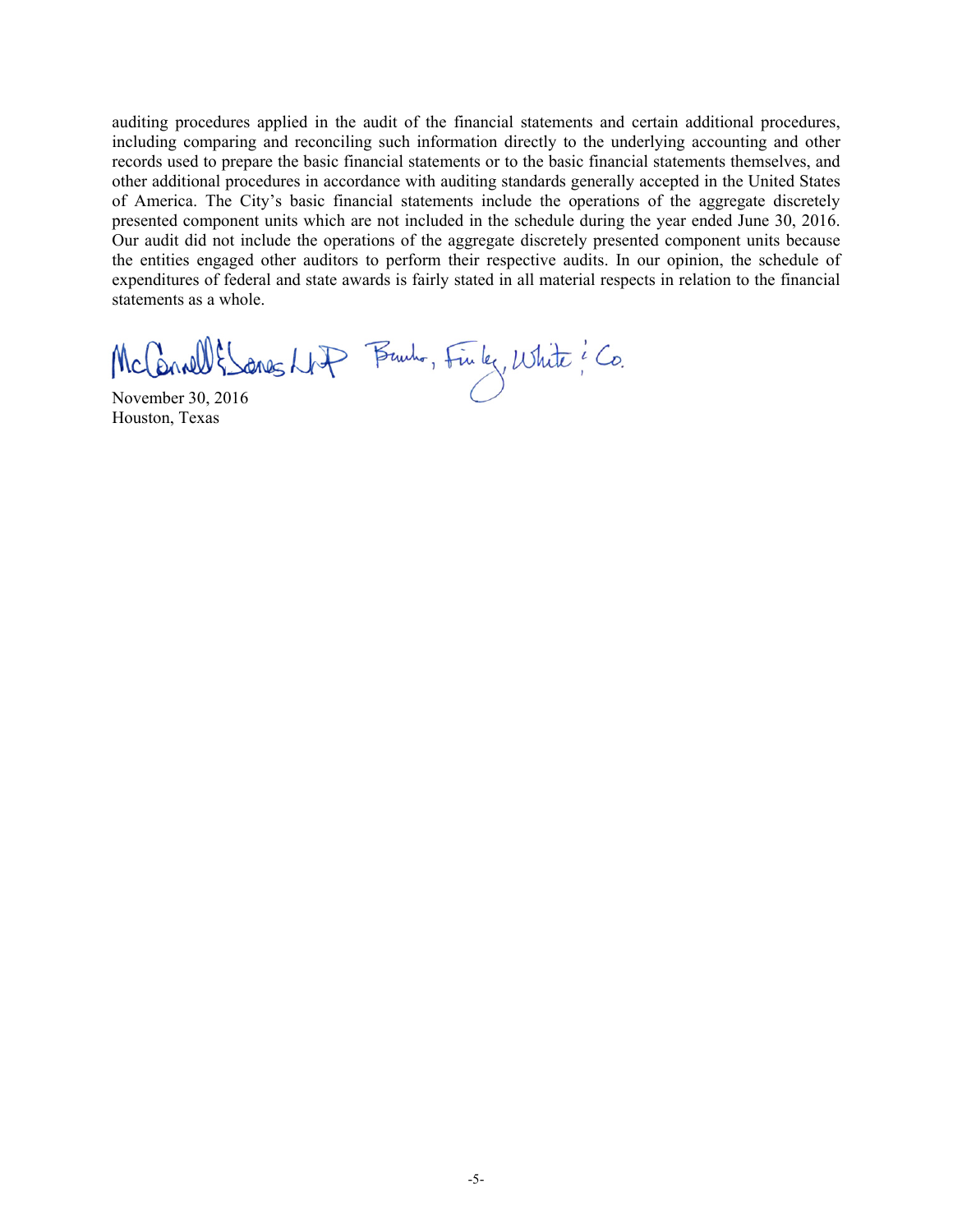auditing procedures applied in the audit of the financial statements and certain additional procedures, including comparing and reconciling such information directly to the underlying accounting and other records used to prepare the basic financial statements or to the basic financial statements themselves, and other additional procedures in accordance with auditing standards generally accepted in the United States of America. The City's basic financial statements include the operations of the aggregate discretely presented component units which are not included in the schedule during the year ended June 30, 2016. Our audit did not include the operations of the aggregate discretely presented component units because the entities engaged other auditors to perform their respective audits. In our opinion, the schedule of expenditures of federal and state awards is fairly stated in all material respects in relation to the financial statements as a whole.

McConnell & Jones LLP  Banks, Finley, White & Co.

November 30, 2016
Houston, Texas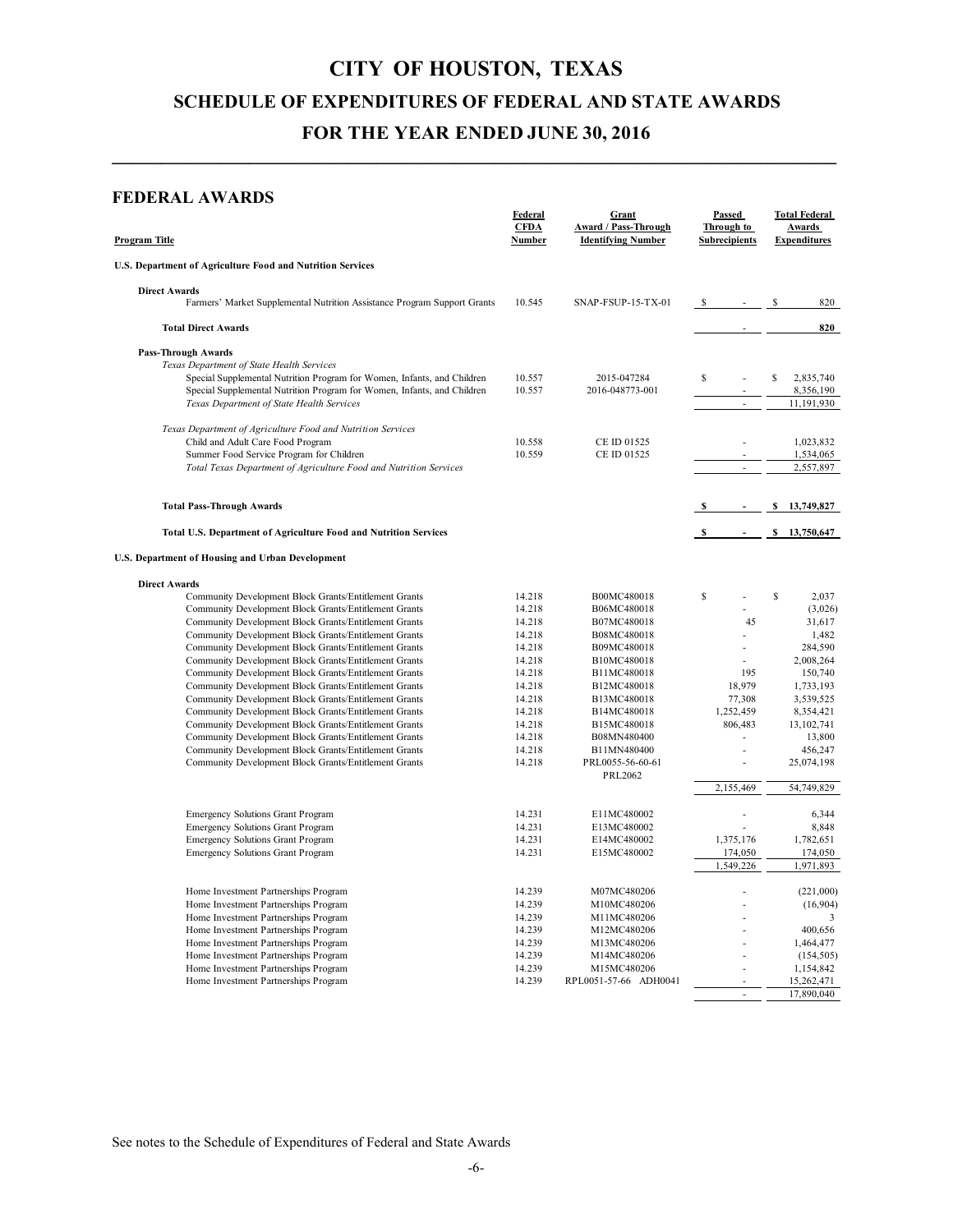# CITY OF HOUSTON, TEXAS

## SCHEDULE OF EXPENDITURES OF FEDERAL AND STATE AWARDS

## FOR THE YEAR ENDED JUNE 30, 2016

### FEDERAL AWARDS

| Program Title | Federal CFDA Number | Grant Award / Pass-Through Identifying Number | Passed Through to Subrecipients | Total Federal Awards Expenditures |
|---|---|---|---|---|
| **U.S. Department of Agriculture Food and Nutrition Services** | | | | |
| **Direct Awards** | | | | |
| Farmers' Market Supplemental Nutrition Assistance Program Support Grants | 10.545 | SNAP-FSUP-15-TX-01 | $ - | $ 820 |
| **Total Direct Awards** | | | - | **820** |
| **Pass-Through Awards** | | | | |
| *Texas Department of State Health Services* | | | | |
| Special Supplemental Nutrition Program for Women, Infants, and Children | 10.557 | 2015-047284 | $ - | $ 2,835,740 |
| Special Supplemental Nutrition Program for Women, Infants, and Children | 10.557 | 2016-048773-001 | - | 8,356,190 |
| *Texas Department of State Health Services* | | | - | 11,191,930 |
| *Texas Department of Agriculture Food and Nutrition Services* | | | | |
| Child and Adult Care Food Program | 10.558 | CE ID 01525 | - | 1,023,832 |
| Summer Food Service Program for Children | 10.559 | CE ID 01525 | - | 1,534,065 |
| *Total Texas Department of Agriculture Food and Nutrition Services* | | | - | 2,557,897 |
| **Total Pass-Through Awards** | | | **$ -** | **$ 13,749,827** |
| **Total U.S. Department of Agriculture Food and Nutrition Services** | | | **$ -** | **$ 13,750,647** |
| **U.S. Department of Housing and Urban Development** | | | | |
| **Direct Awards** | | | | |
| Community Development Block Grants/Entitlement Grants | 14.218 | B00MC480018 | $ - | $ 2,037 |
| Community Development Block Grants/Entitlement Grants | 14.218 | B06MC480018 | - | (3,026) |
| Community Development Block Grants/Entitlement Grants | 14.218 | B07MC480018 | 45 | 31,617 |
| Community Development Block Grants/Entitlement Grants | 14.218 | B08MC480018 | - | 1,482 |
| Community Development Block Grants/Entitlement Grants | 14.218 | B09MC480018 | - | 284,590 |
| Community Development Block Grants/Entitlement Grants | 14.218 | B10MC480018 | - | 2,008,264 |
| Community Development Block Grants/Entitlement Grants | 14.218 | B11MC480018 | 195 | 150,740 |
| Community Development Block Grants/Entitlement Grants | 14.218 | B12MC480018 | 18,979 | 1,733,193 |
| Community Development Block Grants/Entitlement Grants | 14.218 | B13MC480018 | 77,308 | 3,539,525 |
| Community Development Block Grants/Entitlement Grants | 14.218 | B14MC480018 | 1,252,459 | 8,354,421 |
| Community Development Block Grants/Entitlement Grants | 14.218 | B15MC480018 | 806,483 | 13,102,741 |
| Community Development Block Grants/Entitlement Grants | 14.218 | B08MN480400 | - | 13,800 |
| Community Development Block Grants/Entitlement Grants | 14.218 | B11MN480400 | - | 456,247 |
| Community Development Block Grants/Entitlement Grants | 14.218 | PRL0055-56-60-61 PRL2062 | - | 25,074,198 |
| | | | 2,155,469 | 54,749,829 |
| Emergency Solutions Grant Program | 14.231 | E11MC480002 | - | 6,344 |
| Emergency Solutions Grant Program | 14.231 | E13MC480002 | - | 8,848 |
| Emergency Solutions Grant Program | 14.231 | E14MC480002 | 1,375,176 | 1,782,651 |
| Emergency Solutions Grant Program | 14.231 | E15MC480002 | 174,050 | 174,050 |
| | | | 1,549,226 | 1,971,893 |
| Home Investment Partnerships Program | 14.239 | M07MC480206 | - | (221,000) |
| Home Investment Partnerships Program | 14.239 | M10MC480206 | - | (16,904) |
| Home Investment Partnerships Program | 14.239 | M11MC480206 | - | 3 |
| Home Investment Partnerships Program | 14.239 | M12MC480206 | - | 400,656 |
| Home Investment Partnerships Program | 14.239 | M13MC480206 | - | 1,464,477 |
| Home Investment Partnerships Program | 14.239 | M14MC480206 | - | (154,505) |
| Home Investment Partnerships Program | 14.239 | M15MC480206 | - | 1,154,842 |
| Home Investment Partnerships Program | 14.239 | RPL0051-57-66 ADH0041 | - | 15,262,471 |
| | | | - | 17,890,040 |

See notes to the Schedule of Expenditures of Federal and State Awards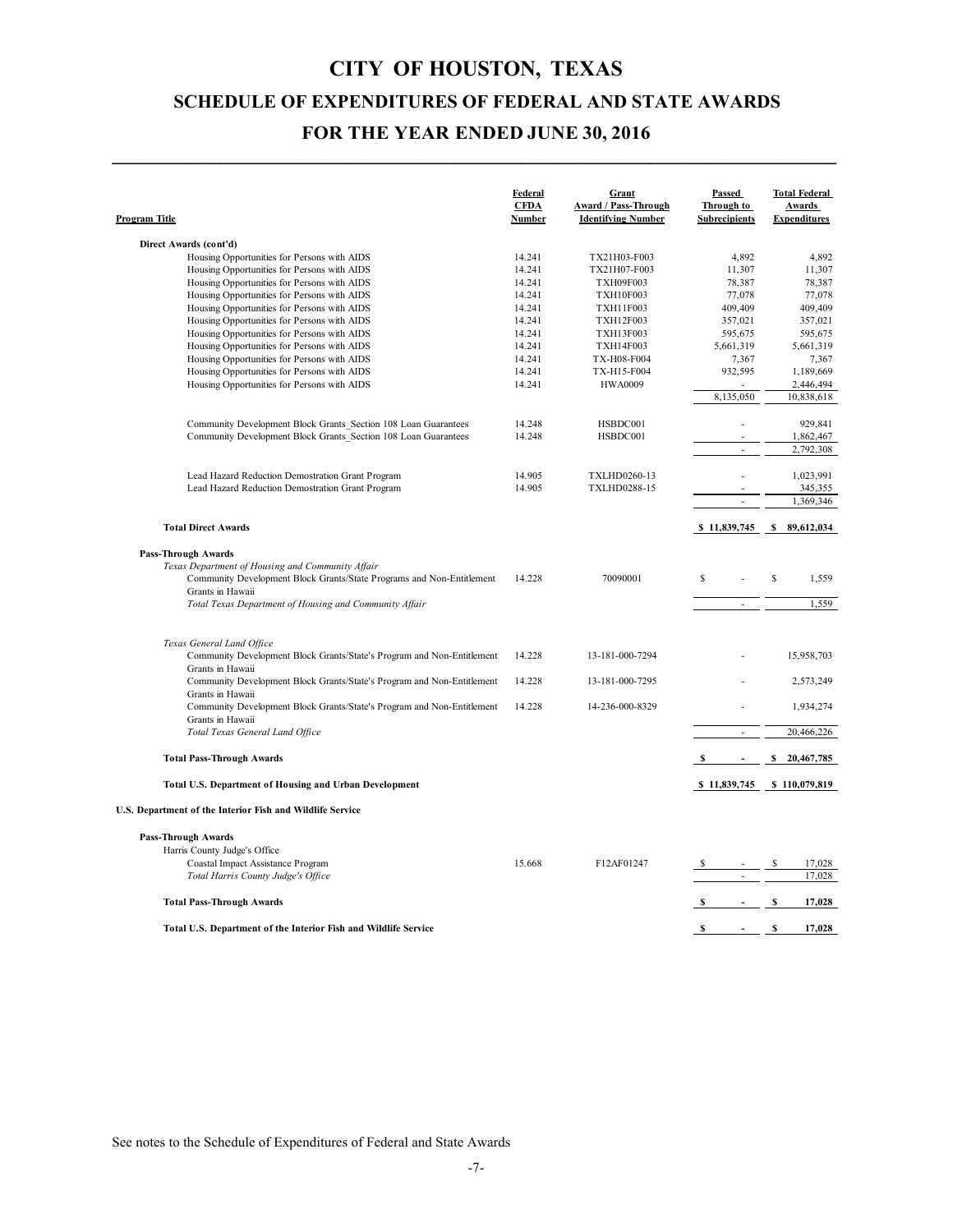# CITY OF HOUSTON, TEXAS

## SCHEDULE OF EXPENDITURES OF FEDERAL AND STATE AWARDS

## FOR THE YEAR ENDED JUNE 30, 2016

| Program Title | Federal CFDA Number | Grant Award / Pass-Through Identifying Number | Passed Through to Subrecipients | Total Federal Awards Expenditures |
|---|---|---|---|---|
| **Direct Awards (cont'd)** | | | | |
| Housing Opportunities for Persons with AIDS | 14.241 | TX21H03-F003 | 4,892 | 4,892 |
| Housing Opportunities for Persons with AIDS | 14.241 | TX21H07-F003 | 11,307 | 11,307 |
| Housing Opportunities for Persons with AIDS | 14.241 | TXH09F003 | 78,387 | 78,387 |
| Housing Opportunities for Persons with AIDS | 14.241 | TXH10F003 | 77,078 | 77,078 |
| Housing Opportunities for Persons with AIDS | 14.241 | TXH11F003 | 409,409 | 409,409 |
| Housing Opportunities for Persons with AIDS | 14.241 | TXH12F003 | 357,021 | 357,021 |
| Housing Opportunities for Persons with AIDS | 14.241 | TXH13F003 | 595,675 | 595,675 |
| Housing Opportunities for Persons with AIDS | 14.241 | TXH14F003 | 5,661,319 | 5,661,319 |
| Housing Opportunities for Persons with AIDS | 14.241 | TX-H08-F004 | 7,367 | 7,367 |
| Housing Opportunities for Persons with AIDS | 14.241 | TX-H15-F004 | 932,595 | 1,189,669 |
| Housing Opportunities for Persons with AIDS | 14.241 | HWA0009 | - | 2,446,494 |
| | | | 8,135,050 | 10,838,618 |
| Community Development Block Grants_Section 108 Loan Guarantees | 14.248 | HSBDC001 | - | 929,841 |
| Community Development Block Grants_Section 108 Loan Guarantees | 14.248 | HSBDC001 | - | 1,862,467 |
| | | | - | 2,792,308 |
| Lead Hazard Reduction Demostration Grant Program | 14.905 | TXLHD0260-13 | - | 1,023,991 |
| Lead Hazard Reduction Demostration Grant Program | 14.905 | TXLHD0288-15 | - | 345,355 |
| | | | - | 1,369,346 |
| **Total Direct Awards** | | | **$ 11,839,745** | **$ 89,612,034** |
| **Pass-Through Awards** | | | | |
| *Texas Department of Housing and Community Affair* | | | | |
| Community Development Block Grants/State Programs and Non-Entitlement Grants in Hawaii | 14.228 | 70090001 | $ - | $ 1,559 |
| *Total Texas Department of Housing and Community Affair* | | | - | 1,559 |
| *Texas General Land Office* | | | | |
| Community Development Block Grants/State's Program and Non-Entitlement Grants in Hawaii | 14.228 | 13-181-000-7294 | - | 15,958,703 |
| Community Development Block Grants/State's Program and Non-Entitlement Grants in Hawaii | 14.228 | 13-181-000-7295 | - | 2,573,249 |
| Community Development Block Grants/State's Program and Non-Entitlement Grants in Hawaii | 14.228 | 14-236-000-8329 | - | 1,934,274 |
| *Total Texas General Land Office* | | | - | 20,466,226 |
| **Total Pass-Through Awards** | | | **$ -** | **$ 20,467,785** |
| **Total U.S. Department of Housing and Urban Development** | | | **$ 11,839,745** | **$ 110,079,819** |
| **U.S. Department of the Interior Fish and Wildlife Service** | | | | |
| **Pass-Through Awards** | | | | |
| Harris County Judge's Office | | | | |
| Coastal Impact Assistance Program | 15.668 | F12AF01247 | $ - | $ 17,028 |
| *Total Harris County Judge's Office* | | | - | 17,028 |
| **Total Pass-Through Awards** | | | **$ -** | **$ 17,028** |
| **Total U.S. Department of the Interior Fish and Wildlife Service** | | | **$ -** | **$ 17,028** |

See notes to the Schedule of Expenditures of Federal and State Awards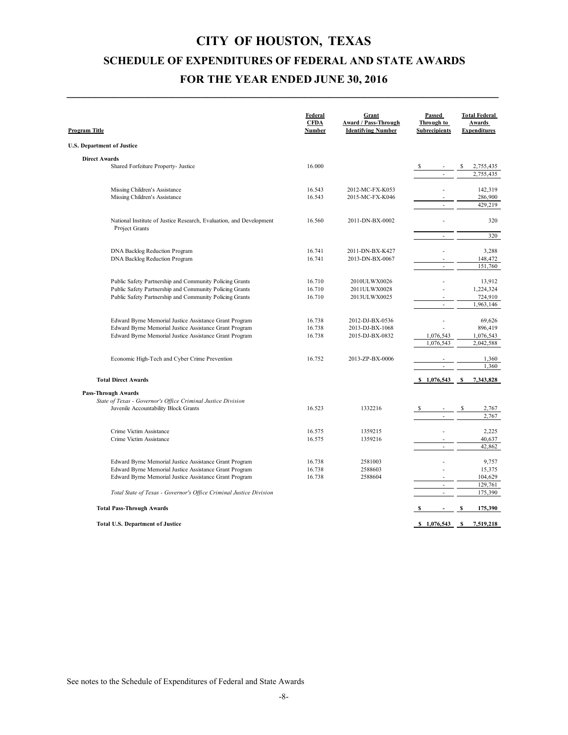# CITY OF HOUSTON, TEXAS

## SCHEDULE OF EXPENDITURES OF FEDERAL AND STATE AWARDS

## FOR THE YEAR ENDED JUNE 30, 2016

| Program Title | Federal CFDA Number | Grant Award / Pass-Through Identifying Number | Passed Through to Subrecipients | Total Federal Awards Expenditures |
|---|---|---|---|---|
| **U.S. Department of Justice** | | | | |
| **Direct Awards** | | | | |
| Shared Forfeiture Property- Justice | 16.000 | | $ - | $ 2,755,435 |
| | | | - | 2,755,435 |
| Missing Children's Assistance | 16.543 | 2012-MC-FX-K053 | - | 142,319 |
| Missing Children's Assistance | 16.543 | 2015-MC-FX-K046 | - | 286,900 |
| | | | - | 429,219 |
| National Institute of Justice Research, Evaluation, and Development Project Grants | 16.560 | 2011-DN-BX-0002 | - | 320 |
| | | | - | 320 |
| DNA Backlog Reduction Program | 16.741 | 2011-DN-BX-K427 | - | 3,288 |
| DNA Backlog Reduction Program | 16.741 | 2013-DN-BX-0067 | - | 148,472 |
| | | | - | 151,760 |
| Public Safety Partnership and Community Policing Grants | 16.710 | 2010ULWX0026 | - | 13,912 |
| Public Safety Partnership and Community Policing Grants | 16.710 | 2011ULWX0028 | - | 1,224,324 |
| Public Safety Partnership and Community Policing Grants | 16.710 | 2013ULWX0025 | - | 724,910 |
| | | | - | 1,963,146 |
| Edward Byrne Memorial Justice Assistance Grant Program | 16.738 | 2012-DJ-BX-0536 | - | 69,626 |
| Edward Byrne Memorial Justice Assistance Grant Program | 16.738 | 2013-DJ-BX-1068 | - | 896,419 |
| Edward Byrne Memorial Justice Assistance Grant Program | 16.738 | 2015-DJ-BX-0832 | 1,076,543 | 1,076,543 |
| | | | 1,076,543 | 2,042,588 |
| Economic High-Tech and Cyber Crime Prevention | 16.752 | 2013-ZP-BX-0006 | - | 1,360 |
| | | | - | 1,360 |
| **Total Direct Awards** | | | **$ 1,076,543** | **$ 7,343,828** |
| **Pass-Through Awards** | | | | |
| *State of Texas - Governor's Office Criminal Justice Division* | | | | |
| Juvenile Accountability Block Grants | 16.523 | 1332216 | $ - | $ 2,767 |
| | | | - | 2,767 |
| Crime Victim Assistance | 16.575 | 1359215 | - | 2,225 |
| Crime Victim Assistance | 16.575 | 1359216 | - | 40,637 |
| | | | - | 42,862 |
| Edward Byrne Memorial Justice Assistance Grant Program | 16.738 | 2581003 | - | 9,757 |
| Edward Byrne Memorial Justice Assistance Grant Program | 16.738 | 2588603 | - | 15,375 |
| Edward Byrne Memorial Justice Assistance Grant Program | 16.738 | 2588604 | - | 104,629 |
| | | | - | 129,761 |
| *Total State of Texas - Governor's Office Criminal Justice Division* | | | - | 175,390 |
| **Total Pass-Through Awards** | | | **$ -** | **$ 175,390** |
| **Total U.S. Department of Justice** | | | **$ 1,076,543** | **$ 7,519,218** |

See notes to the Schedule of Expenditures of Federal and State Awards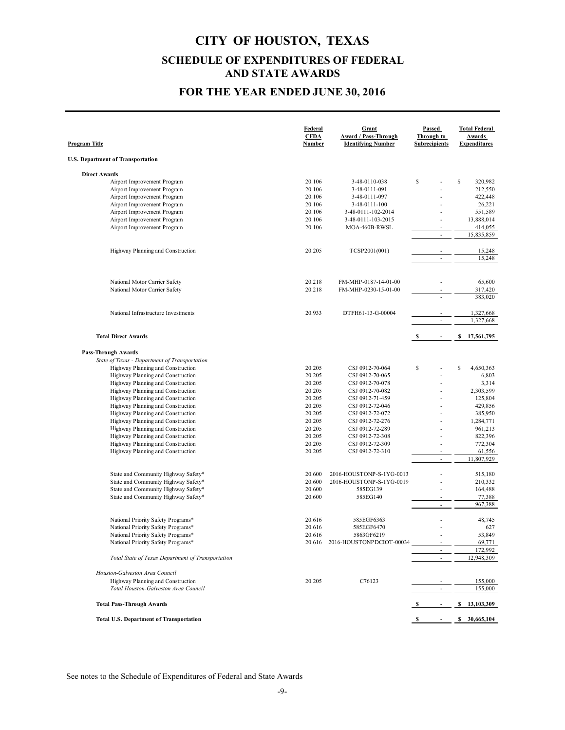# CITY OF HOUSTON, TEXAS

## SCHEDULE OF EXPENDITURES OF FEDERAL AND STATE AWARDS

## FOR THE YEAR ENDED JUNE 30, 2016

| Program Title | Federal CFDA Number | Grant Award / Pass-Through Identifying Number | Passed Through to Subrecipients | Total Federal Awards Expenditures |
|---|---|---|---|---|
| **U.S. Department of Transportation** | | | | |
| **Direct Awards** | | | | |
| Airport Improvement Program | 20.106 | 3-48-0110-038 | $ - | $ 320,982 |
| Airport Improvement Program | 20.106 | 3-48-0111-091 | - | 212,550 |
| Airport Improvement Program | 20.106 | 3-48-0111-097 | - | 422,448 |
| Airport Improvement Program | 20.106 | 3-48-0111-100 | - | 26,221 |
| Airport Improvement Program | 20.106 | 3-48-0111-102-2014 | - | 551,589 |
| Airport Improvement Program | 20.106 | 3-48-0111-103-2015 | - | 13,888,014 |
| Airport Improvement Program | 20.106 | MOA-460B-RWSL | - | 414,055 |
| | | | - | 15,835,859 |
| Highway Planning and Construction | 20.205 | TCSP2001(001) | - | 15,248 |
| | | | - | 15,248 |
| National Motor Carrier Safety | 20.218 | FM-MHP-0187-14-01-00 | - | 65,600 |
| National Motor Carrier Safety | 20.218 | FM-MHP-0230-15-01-00 | - | 317,420 |
| | | | - | 383,020 |
| National Infrastructure Investments | 20.933 | DTFH61-13-G-00004 | - | 1,327,668 |
| | | | - | 1,327,668 |
| **Total Direct Awards** | | | **$ -** | **$ 17,561,795** |
| **Pass-Through Awards** | | | | |
| *State of Texas - Department of Transportation* | | | | |
| Highway Planning and Construction | 20.205 | CSJ 0912-70-064 | $ - | $ 4,650,363 |
| Highway Planning and Construction | 20.205 | CSJ 0912-70-065 | - | 6,803 |
| Highway Planning and Construction | 20.205 | CSJ 0912-70-078 | - | 3,314 |
| Highway Planning and Construction | 20.205 | CSJ 0912-70-082 | - | 2,303,599 |
| Highway Planning and Construction | 20.205 | CSJ 0912-71-459 | - | 125,804 |
| Highway Planning and Construction | 20.205 | CSJ 0912-72-046 | - | 429,856 |
| Highway Planning and Construction | 20.205 | CSJ 0912-72-072 | - | 385,950 |
| Highway Planning and Construction | 20.205 | CSJ 0912-72-276 | - | 1,284,771 |
| Highway Planning and Construction | 20.205 | CSJ 0912-72-289 | - | 961,213 |
| Highway Planning and Construction | 20.205 | CSJ 0912-72-308 | - | 822,396 |
| Highway Planning and Construction | 20.205 | CSJ 0912-72-309 | - | 772,304 |
| Highway Planning and Construction | 20.205 | CSJ 0912-72-310 | - | 61,556 |
| | | | - | 11,807,929 |
| State and Community Highway Safety* | 20.600 | 2016-HOUSTONP-S-1YG-0013 | - | 515,180 |
| State and Community Highway Safety* | 20.600 | 2016-HOUSTONP-S-1YG-0019 | - | 210,332 |
| State and Community Highway Safety* | 20.600 | 585EG139 | - | 164,488 |
| State and Community Highway Safety* | 20.600 | 585EG140 | - | 77,388 |
| | | | - | 967,388 |
| National Priority Safety Programs* | 20.616 | 585EGF6363 | - | 48,745 |
| National Priority Safety Programs* | 20.616 | 585EGF6470 | - | 627 |
| National Priority Safety Programs* | 20.616 | 5863GF6219 | - | 53,849 |
| National Priority Safety Programs* | 20.616 | 2016-HOUSTONPDCIOT-00034 | - | 69,771 |
| | | | - | 172,992 |
| *Total State of Texas Department of Transportation* | | | - | 12,948,309 |
| *Houston-Galveston Area Council* | | | | |
| Highway Planning and Construction | 20.205 | C76123 | - | 155,000 |
| *Total Houston-Galveston Area Council* | | | - | 155,000 |
| **Total Pass-Through Awards** | | | **$ -** | **$ 13,103,309** |
| **Total U.S. Department of Transportation** | | | **$ -** | **$ 30,665,104** |

See notes to the Schedule of Expenditures of Federal and State Awards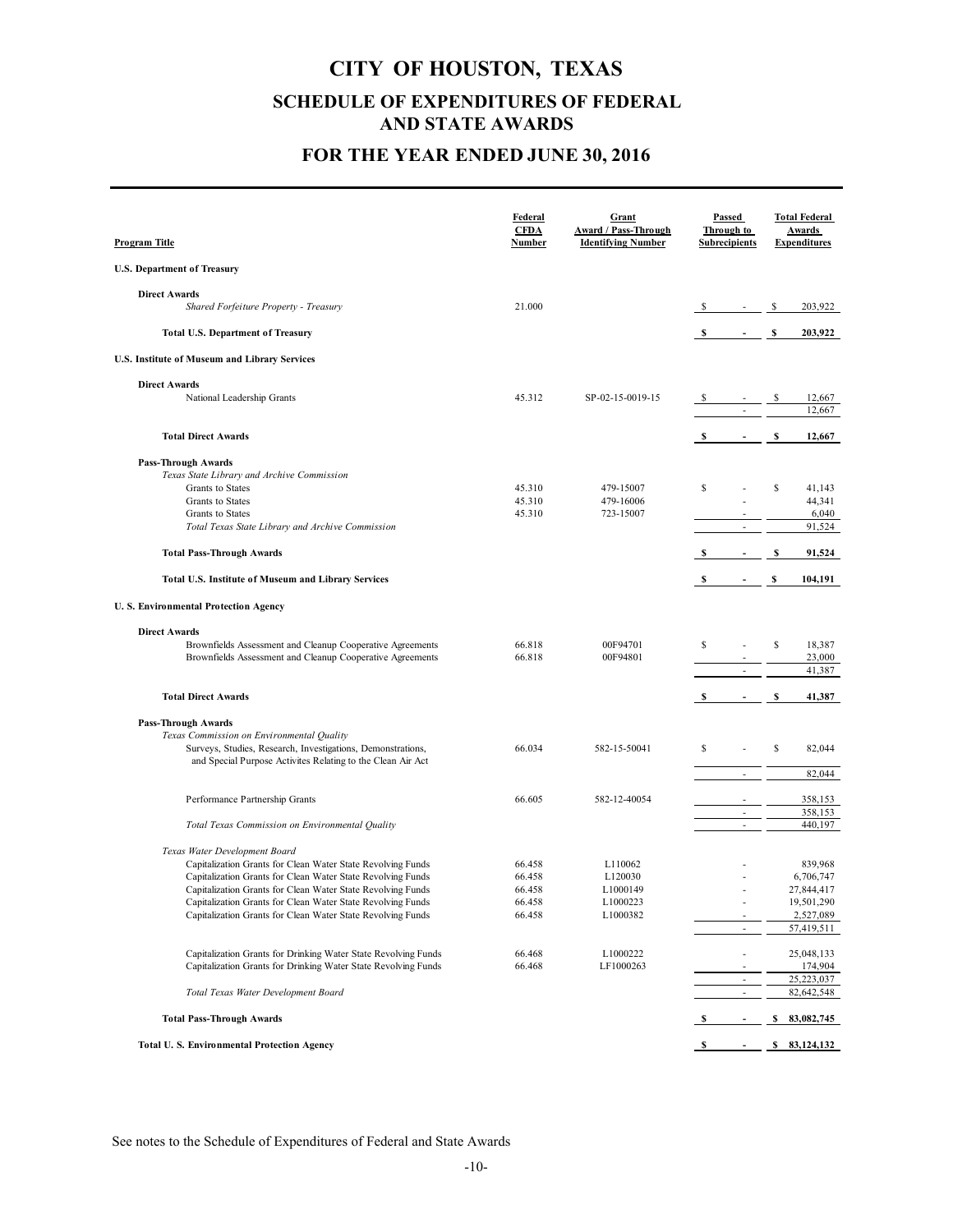# CITY OF HOUSTON, TEXAS

## SCHEDULE OF EXPENDITURES OF FEDERAL AND STATE AWARDS

## FOR THE YEAR ENDED JUNE 30, 2016

| Program Title | Federal CFDA Number | Grant Award / Pass-Through Identifying Number | Passed Through to Subrecipients | Total Federal Awards Expenditures |
|---|---|---|---|---|
| **U.S. Department of Treasury** | | | | |
| **Direct Awards** | | | | |
| *Shared Forfeiture Property - Treasury* | 21.000 | | $ - | $ 203,922 |
| **Total U.S. Department of Treasury** | | | **$ -** | **$ 203,922** |
| **U.S. Institute of Museum and Library Services** | | | | |
| **Direct Awards** | | | | |
| National Leadership Grants | 45.312 | SP-02-15-0019-15 | $ - | $ 12,667 |
| | | | - | 12,667 |
| **Total Direct Awards** | | | **$ -** | **$ 12,667** |
| **Pass-Through Awards** | | | | |
| *Texas State Library and Archive Commission* | | | | |
| Grants to States | 45.310 | 479-15007 | $ - | $ 41,143 |
| Grants to States | 45.310 | 479-16006 | - | 44,341 |
| Grants to States | 45.310 | 723-15007 | - | 6,040 |
| *Total Texas State Library and Archive Commission* | | | - | 91,524 |
| **Total Pass-Through Awards** | | | **$ -** | **$ 91,524** |
| **Total U.S. Institute of Museum and Library Services** | | | **$ -** | **$ 104,191** |
| **U. S. Environmental Protection Agency** | | | | |
| **Direct Awards** | | | | |
| Brownfields Assessment and Cleanup Cooperative Agreements | 66.818 | 00F94701 | $ - | $ 18,387 |
| Brownfields Assessment and Cleanup Cooperative Agreements | 66.818 | 00F94801 | - | 23,000 |
| | | | - | 41,387 |
| **Total Direct Awards** | | | **$ -** | **$ 41,387** |
| **Pass-Through Awards** | | | | |
| *Texas Commission on Environmental Quality* | | | | |
| Surveys, Studies, Research, Investigations, Demonstrations, and Special Purpose Activites Relating to the Clean Air Act | 66.034 | 582-15-50041 | $ - | $ 82,044 |
| | | | - | 82,044 |
| Performance Partnership Grants | 66.605 | 582-12-40054 | - | 358,153 |
| | | | - | 358,153 |
| *Total Texas Commission on Environmental Quality* | | | - | 440,197 |
| *Texas Water Development Board* | | | | |
| Capitalization Grants for Clean Water State Revolving Funds | 66.458 | L110062 | - | 839,968 |
| Capitalization Grants for Clean Water State Revolving Funds | 66.458 | L120030 | - | 6,706,747 |
| Capitalization Grants for Clean Water State Revolving Funds | 66.458 | L1000149 | - | 27,844,417 |
| Capitalization Grants for Clean Water State Revolving Funds | 66.458 | L1000223 | - | 19,501,290 |
| Capitalization Grants for Clean Water State Revolving Funds | 66.458 | L1000382 | - | 2,527,089 |
| | | | - | 57,419,511 |
| Capitalization Grants for Drinking Water State Revolving Funds | 66.468 | L1000222 | - | 25,048,133 |
| Capitalization Grants for Drinking Water State Revolving Funds | 66.468 | LF1000263 | - | 174,904 |
| | | | - | 25,223,037 |
| *Total Texas Water Development Board* | | | - | 82,642,548 |
| **Total Pass-Through Awards** | | | **$ -** | **$ 83,082,745** |
| **Total U. S. Environmental Protection Agency** | | | **$ -** | **$ 83,124,132** |

See notes to the Schedule of Expenditures of Federal and State Awards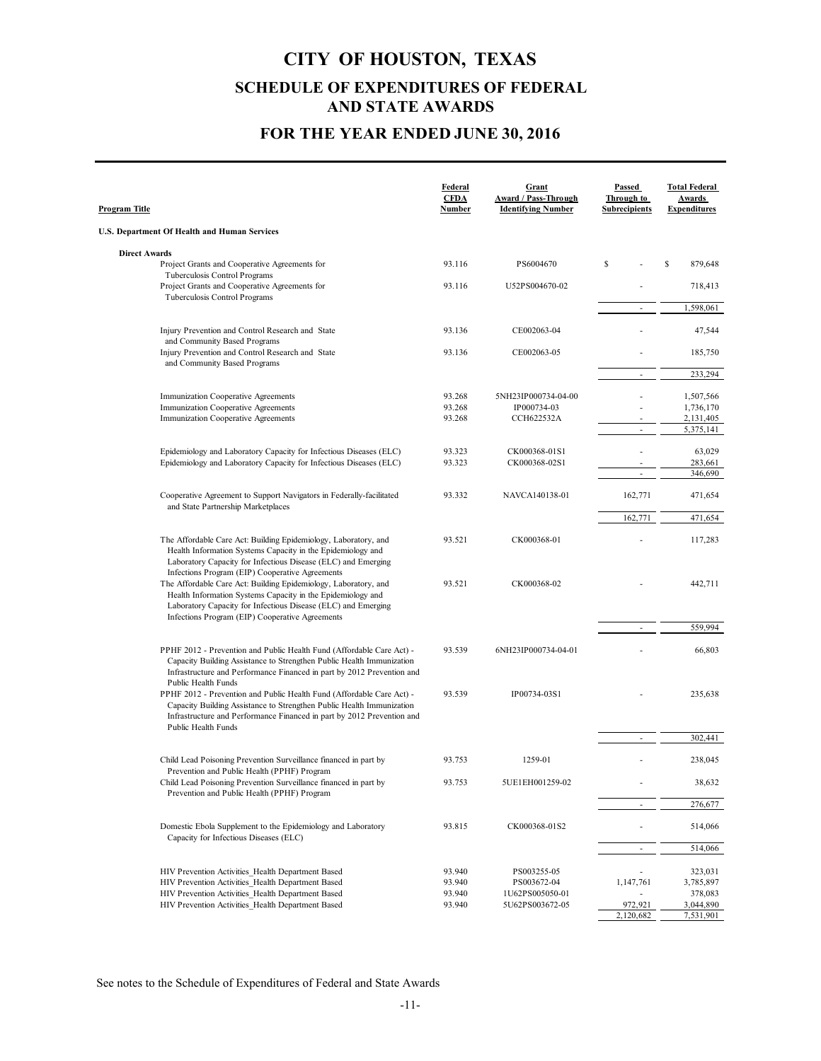# CITY OF HOUSTON, TEXAS

## SCHEDULE OF EXPENDITURES OF FEDERAL AND STATE AWARDS

## FOR THE YEAR ENDED JUNE 30, 2016

| Program Title | Federal CFDA Number | Grant Award / Pass-Through Identifying Number | Passed Through to Subrecipients | Total Federal Awards Expenditures |
|---|---|---|---|---|
| **U.S. Department Of Health and Human Services** | | | | |
| **Direct Awards** | | | | |
| Project Grants and Cooperative Agreements for Tuberculosis Control Programs | 93.116 | PS6004670 | $ - | $ 879,648 |
| Project Grants and Cooperative Agreements for Tuberculosis Control Programs | 93.116 | U52PS004670-02 | - | 718,413 |
| | | | - | 1,598,061 |
| Injury Prevention and Control Research and State and Community Based Programs | 93.136 | CE002063-04 | - | 47,544 |
| Injury Prevention and Control Research and State and Community Based Programs | 93.136 | CE002063-05 | - | 185,750 |
| | | | - | 233,294 |
| Immunization Cooperative Agreements | 93.268 | 5NH23IP000734-04-00 | - | 1,507,566 |
| Immunization Cooperative Agreements | 93.268 | IP000734-03 | - | 1,736,170 |
| Immunization Cooperative Agreements | 93.268 | CCH622532A | - | 2,131,405 |
| | | | - | 5,375,141 |
| Epidemiology and Laboratory Capacity for Infectious Diseases (ELC) | 93.323 | CK000368-01S1 | - | 63,029 |
| Epidemiology and Laboratory Capacity for Infectious Diseases (ELC) | 93.323 | CK000368-02S1 | - | 283,661 |
| | | | - | 346,690 |
| Cooperative Agreement to Support Navigators in Federally-facilitated and State Partnership Marketplaces | 93.332 | NAVCA140138-01 | 162,771 | 471,654 |
| | | | 162,771 | 471,654 |
| The Affordable Care Act: Building Epidemiology, Laboratory, and Health Information Systems Capacity in the Epidemiology and Laboratory Capacity for Infectious Disease (ELC) and Emerging Infections Program (EIP) Cooperative Agreements | 93.521 | CK000368-01 | - | 117,283 |
| The Affordable Care Act: Building Epidemiology, Laboratory, and Health Information Systems Capacity in the Epidemiology and Laboratory Capacity for Infectious Disease (ELC) and Emerging Infections Program (EIP) Cooperative Agreements | 93.521 | CK000368-02 | - | 442,711 |
| | | | - | 559,994 |
| PPHF 2012 - Prevention and Public Health Fund (Affordable Care Act) - Capacity Building Assistance to Strengthen Public Health Immunization Infrastructure and Performance Financed in part by 2012 Prevention and Public Health Funds | 93.539 | 6NH23IP000734-04-01 | - | 66,803 |
| PPHF 2012 - Prevention and Public Health Fund (Affordable Care Act) - Capacity Building Assistance to Strengthen Public Health Immunization Infrastructure and Performance Financed in part by 2012 Prevention and Public Health Funds | 93.539 | IP00734-03S1 | - | 235,638 |
| | | | - | 302,441 |
| Child Lead Poisoning Prevention Surveillance financed in part by Prevention and Public Health (PPHF) Program | 93.753 | 1259-01 | - | 238,045 |
| Child Lead Poisoning Prevention Surveillance financed in part by Prevention and Public Health (PPHF) Program | 93.753 | 5UE1EH001259-02 | - | 38,632 |
| | | | - | 276,677 |
| Domestic Ebola Supplement to the Epidemiology and Laboratory Capacity for Infectious Diseases (ELC) | 93.815 | CK000368-01S2 | - | 514,066 |
| | | | - | 514,066 |
| HIV Prevention Activities_Health Department Based | 93.940 | PS003255-05 | - | 323,031 |
| HIV Prevention Activities_Health Department Based | 93.940 | PS003672-04 | 1,147,761 | 3,785,897 |
| HIV Prevention Activities_Health Department Based | 93.940 | 1U62PS005050-01 | - | 378,083 |
| HIV Prevention Activities_Health Department Based | 93.940 | 5U62PS003672-05 | 972,921 | 3,044,890 |
| | | | 2,120,682 | 7,531,901 |

See notes to the Schedule of Expenditures of Federal and State Awards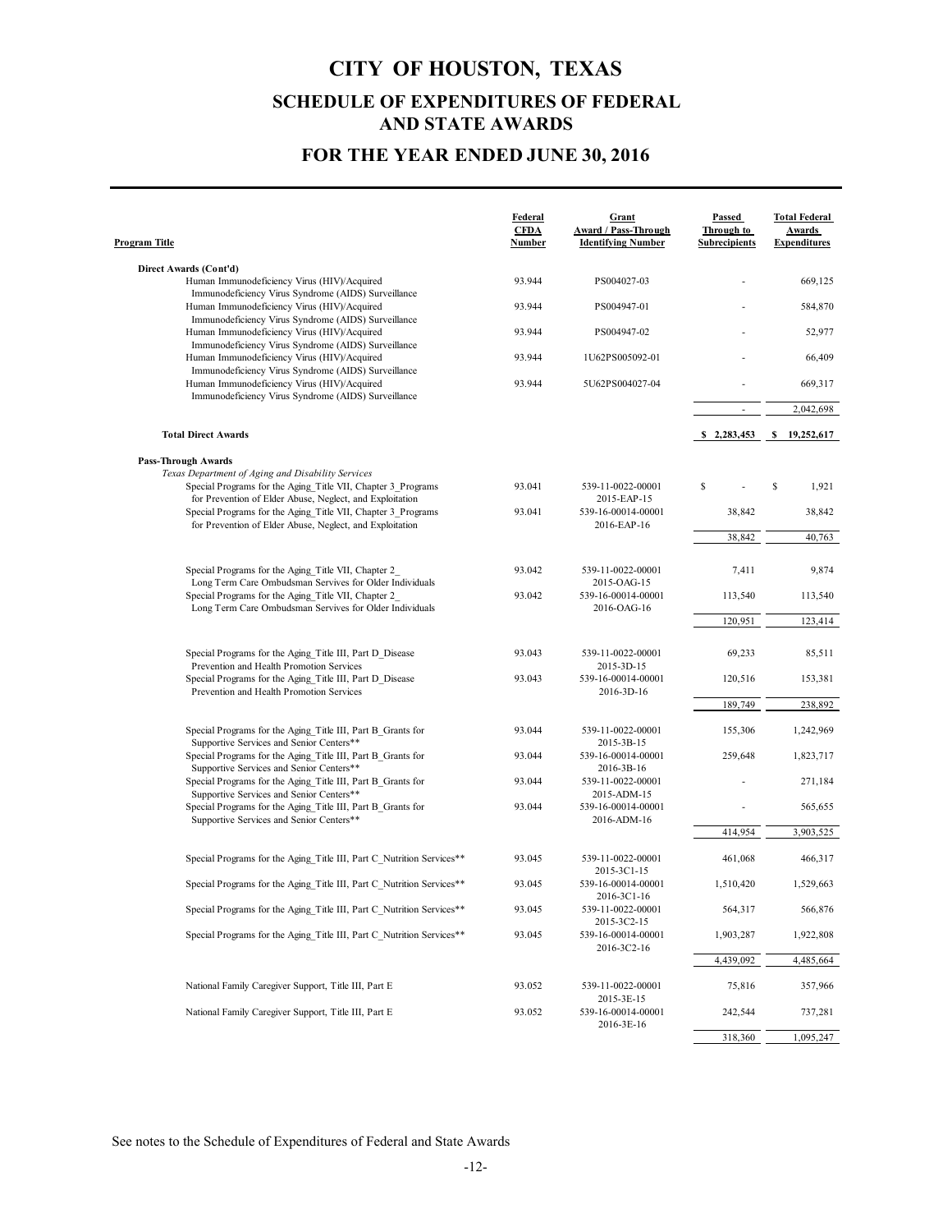# CITY OF HOUSTON, TEXAS

## SCHEDULE OF EXPENDITURES OF FEDERAL AND STATE AWARDS

## FOR THE YEAR ENDED JUNE 30, 2016

| Program Title | Federal CFDA Number | Grant Award / Pass-Through Identifying Number | Passed Through to Subrecipients | Total Federal Awards Expenditures |
|---|---|---|---|---|
| **Direct Awards (Cont'd)** | | | | |
| Human Immunodeficiency Virus (HIV)/Acquired Immunodeficiency Virus Syndrome (AIDS) Surveillance | 93.944 | PS004027-03 | - | 669,125 |
| Human Immunodeficiency Virus (HIV)/Acquired Immunodeficiency Virus Syndrome (AIDS) Surveillance | 93.944 | PS004947-01 | - | 584,870 |
| Human Immunodeficiency Virus (HIV)/Acquired Immunodeficiency Virus Syndrome (AIDS) Surveillance | 93.944 | PS004947-02 | - | 52,977 |
| Human Immunodeficiency Virus (HIV)/Acquired Immunodeficiency Virus Syndrome (AIDS) Surveillance | 93.944 | 1U62PS005092-01 | - | 66,409 |
| Human Immunodeficiency Virus (HIV)/Acquired Immunodeficiency Virus Syndrome (AIDS) Surveillance | 93.944 | 5U62PS004027-04 | - | 669,317 |
| | | | - | 2,042,698 |
| **Total Direct Awards** | | | $ 2,283,453 | $ 19,252,617 |
| **Pass-Through Awards** | | | | |
| *Texas Department of Aging and Disability Services* | | | | |
| Special Programs for the Aging_Title VII, Chapter 3_Programs for Prevention of Elder Abuse, Neglect, and Exploitation | 93.041 | 539-11-0022-00001 2015-EAP-15 | $ - | $ 1,921 |
| Special Programs for the Aging_Title VII, Chapter 3_Programs for Prevention of Elder Abuse, Neglect, and Exploitation | 93.041 | 539-16-00014-00001 2016-EAP-16 | 38,842 | 38,842 |
| | | | 38,842 | 40,763 |
| Special Programs for the Aging_Title VII, Chapter 2_ Long Term Care Ombudsman Servives for Older Individuals | 93.042 | 539-11-0022-00001 2015-OAG-15 | 7,411 | 9,874 |
| Special Programs for the Aging_Title VII, Chapter 2_ Long Term Care Ombudsman Servives for Older Individuals | 93.042 | 539-16-00014-00001 2016-OAG-16 | 113,540 | 113,540 |
| | | | 120,951 | 123,414 |
| Special Programs for the Aging_Title III, Part D_Disease Prevention and Health Promotion Services | 93.043 | 539-11-0022-00001 2015-3D-15 | 69,233 | 85,511 |
| Special Programs for the Aging_Title III, Part D_Disease Prevention and Health Promotion Services | 93.043 | 539-16-00014-00001 2016-3D-16 | 120,516 | 153,381 |
| | | | 189,749 | 238,892 |
| Special Programs for the Aging_Title III, Part B_Grants for Supportive Services and Senior Centers** | 93.044 | 539-11-0022-00001 2015-3B-15 | 155,306 | 1,242,969 |
| Special Programs for the Aging_Title III, Part B_Grants for Supportive Services and Senior Centers** | 93.044 | 539-16-00014-00001 2016-3B-16 | 259,648 | 1,823,717 |
| Special Programs for the Aging_Title III, Part B_Grants for Supportive Services and Senior Centers** | 93.044 | 539-11-0022-00001 2015-ADM-15 | - | 271,184 |
| Special Programs for the Aging_Title III, Part B_Grants for Supportive Services and Senior Centers** | 93.044 | 539-16-00014-00001 2016-ADM-16 | - | 565,655 |
| | | | 414,954 | 3,903,525 |
| Special Programs for the Aging_Title III, Part C_Nutrition Services** | 93.045 | 539-11-0022-00001 2015-3C1-15 | 461,068 | 466,317 |
| Special Programs for the Aging_Title III, Part C_Nutrition Services** | 93.045 | 539-16-00014-00001 2016-3C1-16 | 1,510,420 | 1,529,663 |
| Special Programs for the Aging_Title III, Part C_Nutrition Services** | 93.045 | 539-11-0022-00001 2015-3C2-15 | 564,317 | 566,876 |
| Special Programs for the Aging_Title III, Part C_Nutrition Services** | 93.045 | 539-16-00014-00001 2016-3C2-16 | 1,903,287 | 1,922,808 |
| | | | 4,439,092 | 4,485,664 |
| National Family Caregiver Support, Title III, Part E | 93.052 | 539-11-0022-00001 2015-3E-15 | 75,816 | 357,966 |
| National Family Caregiver Support, Title III, Part E | 93.052 | 539-16-00014-00001 2016-3E-16 | 242,544 | 737,281 |
| | | | 318,360 | 1,095,247 |

See notes to the Schedule of Expenditures of Federal and State Awards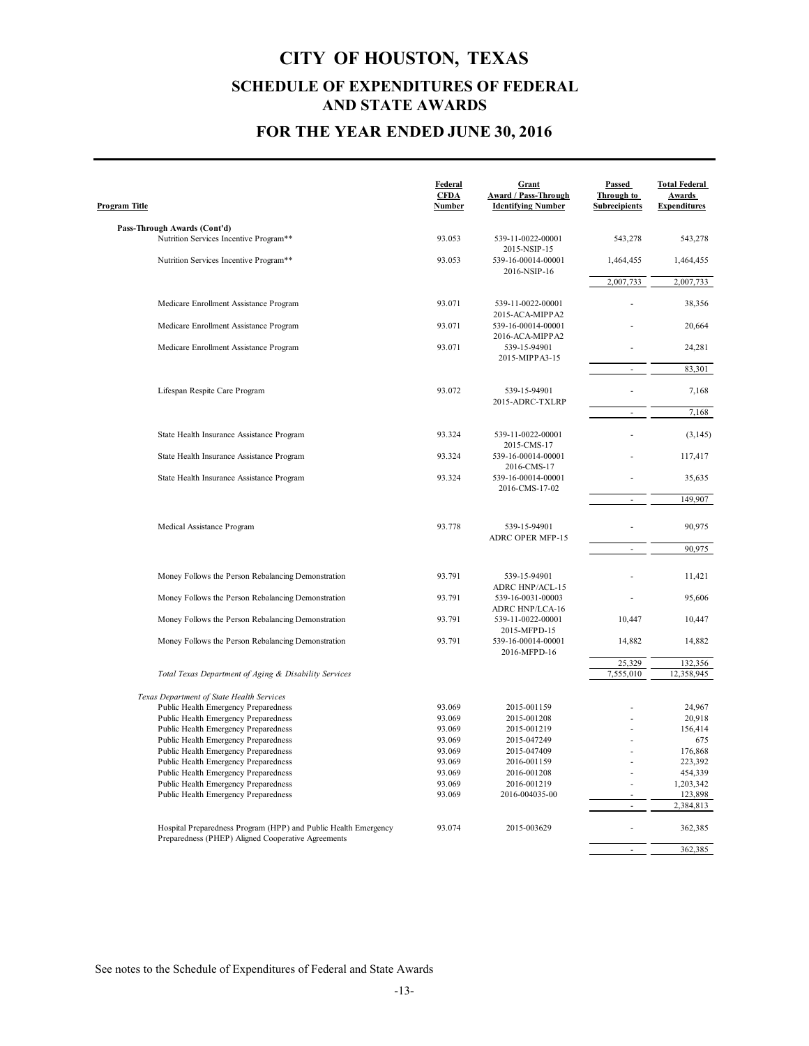# CITY OF HOUSTON, TEXAS

## SCHEDULE OF EXPENDITURES OF FEDERAL AND STATE AWARDS

## FOR THE YEAR ENDED JUNE 30, 2016

| Program Title | Federal CFDA Number | Grant Award / Pass-Through Identifying Number | Passed Through to Subrecipients | Total Federal Awards Expenditures |
|---|---|---|---|---|
| **Pass-Through Awards (Cont'd)** | | | | |
| Nutrition Services Incentive Program** | 93.053 | 539-11-0022-00001 2015-NSIP-15 | 543,278 | 543,278 |
| Nutrition Services Incentive Program** | 93.053 | 539-16-00014-00001 2016-NSIP-16 | 1,464,455 | 1,464,455 |
| | | | 2,007,733 | 2,007,733 |
| Medicare Enrollment Assistance Program | 93.071 | 539-11-0022-00001 2015-ACA-MIPPA2 | - | 38,356 |
| Medicare Enrollment Assistance Program | 93.071 | 539-16-00014-00001 2016-ACA-MIPPA2 | - | 20,664 |
| Medicare Enrollment Assistance Program | 93.071 | 539-15-94901 2015-MIPPA3-15 | - | 24,281 |
| | | | - | 83,301 |
| Lifespan Respite Care Program | 93.072 | 539-15-94901 2015-ADRC-TXLRP | - | 7,168 |
| | | | - | 7,168 |
| State Health Insurance Assistance Program | 93.324 | 539-11-0022-00001 2015-CMS-17 | - | (3,145) |
| State Health Insurance Assistance Program | 93.324 | 539-16-00014-00001 2016-CMS-17 | - | 117,417 |
| State Health Insurance Assistance Program | 93.324 | 539-16-00014-00001 2016-CMS-17-02 | - | 35,635 |
| | | | - | 149,907 |
| Medical Assistance Program | 93.778 | 539-15-94901 ADRC OPER MFP-15 | - | 90,975 |
| | | | - | 90,975 |
| Money Follows the Person Rebalancing Demonstration | 93.791 | 539-15-94901 ADRC HNP/ACL-15 | - | 11,421 |
| Money Follows the Person Rebalancing Demonstration | 93.791 | 539-16-0031-00003 ADRC HNP/LCA-16 | - | 95,606 |
| Money Follows the Person Rebalancing Demonstration | 93.791 | 539-11-0022-00001 2015-MFPD-15 | 10,447 | 10,447 |
| Money Follows the Person Rebalancing Demonstration | 93.791 | 539-16-00014-00001 2016-MFPD-16 | 14,882 | 14,882 |
| | | | 25,329 | 132,356 |
| *Total Texas Department of Aging & Disability Services* | | | 7,555,010 | 12,358,945 |
| *Texas Department of State Health Services* | | | | |
| Public Health Emergency Preparedness | 93.069 | 2015-001159 | - | 24,967 |
| Public Health Emergency Preparedness | 93.069 | 2015-001208 | - | 20,918 |
| Public Health Emergency Preparedness | 93.069 | 2015-001219 | - | 156,414 |
| Public Health Emergency Preparedness | 93.069 | 2015-047249 | - | 675 |
| Public Health Emergency Preparedness | 93.069 | 2015-047409 | - | 176,868 |
| Public Health Emergency Preparedness | 93.069 | 2016-001159 | - | 223,392 |
| Public Health Emergency Preparedness | 93.069 | 2016-001208 | - | 454,339 |
| Public Health Emergency Preparedness | 93.069 | 2016-001219 | - | 1,203,342 |
| Public Health Emergency Preparedness | 93.069 | 2016-004035-00 | - | 123,898 |
| | | | - | 2,384,813 |
| Hospital Preparedness Program (HPP) and Public Health Emergency Preparedness (PHEP) Aligned Cooperative Agreements | 93.074 | 2015-003629 | - | 362,385 |
| | | | - | 362,385 |

See notes to the Schedule of Expenditures of Federal and State Awards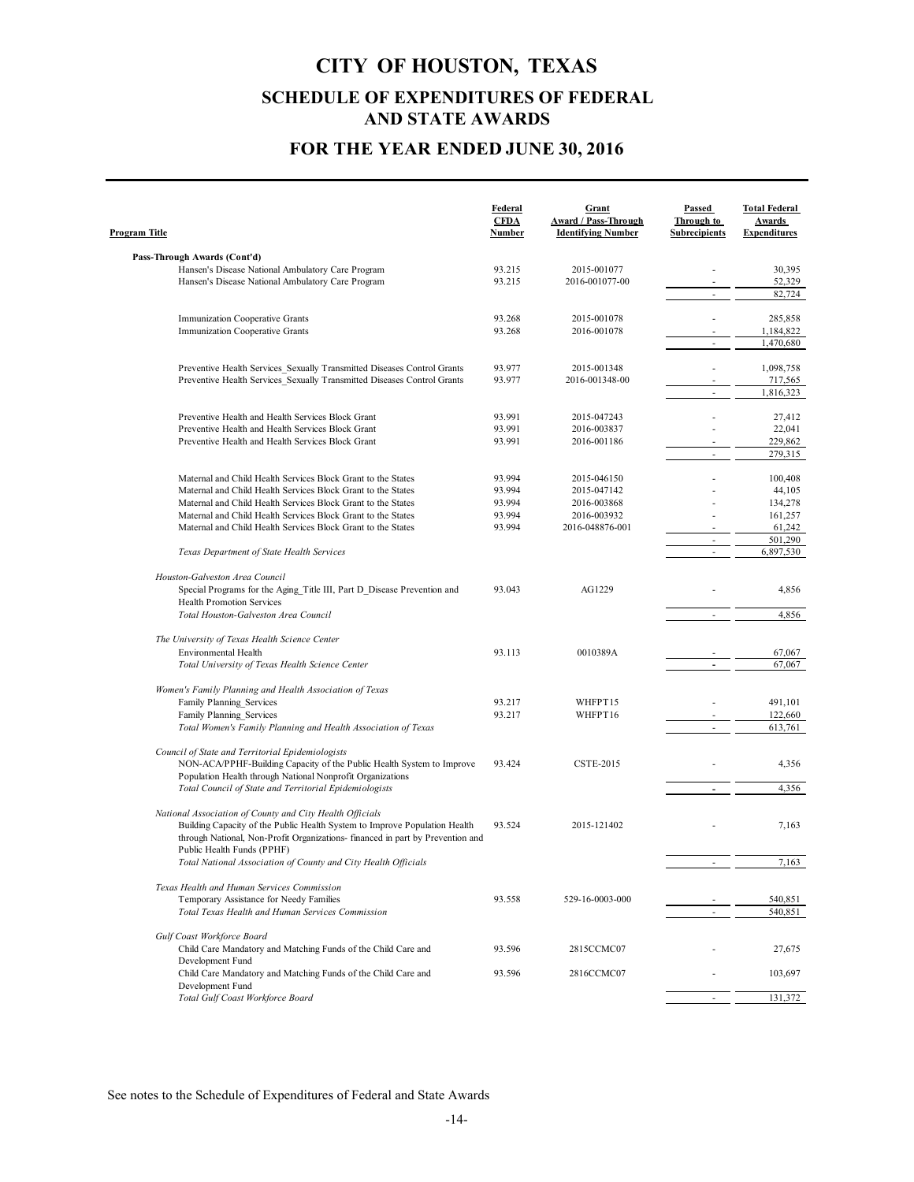# CITY OF HOUSTON, TEXAS

## SCHEDULE OF EXPENDITURES OF FEDERAL AND STATE AWARDS

## FOR THE YEAR ENDED JUNE 30, 2016

| Program Title | Federal CFDA Number | Grant Award / Pass-Through Identifying Number | Passed Through to Subrecipients | Total Federal Awards Expenditures |
|---|---|---|---|---|
| **Pass-Through Awards (Cont'd)** | | | | |
| Hansen's Disease National Ambulatory Care Program | 93.215 | 2015-001077 | - | 30,395 |
| Hansen's Disease National Ambulatory Care Program | 93.215 | 2016-001077-00 | - | 52,329 |
| | | | - | 82,724 |
| Immunization Cooperative Grants | 93.268 | 2015-001078 | - | 285,858 |
| Immunization Cooperative Grants | 93.268 | 2016-001078 | - | 1,184,822 |
| | | | - | 1,470,680 |
| Preventive Health Services_Sexually Transmitted Diseases Control Grants | 93.977 | 2015-001348 | - | 1,098,758 |
| Preventive Health Services_Sexually Transmitted Diseases Control Grants | 93.977 | 2016-001348-00 | - | 717,565 |
| | | | - | 1,816,323 |
| Preventive Health and Health Services Block Grant | 93.991 | 2015-047243 | - | 27,412 |
| Preventive Health and Health Services Block Grant | 93.991 | 2016-003837 | - | 22,041 |
| Preventive Health and Health Services Block Grant | 93.991 | 2016-001186 | - | 229,862 |
| | | | - | 279,315 |
| Maternal and Child Health Services Block Grant to the States | 93.994 | 2015-046150 | - | 100,408 |
| Maternal and Child Health Services Block Grant to the States | 93.994 | 2015-047142 | - | 44,105 |
| Maternal and Child Health Services Block Grant to the States | 93.994 | 2016-003868 | - | 134,278 |
| Maternal and Child Health Services Block Grant to the States | 93.994 | 2016-003932 | - | 161,257 |
| Maternal and Child Health Services Block Grant to the States | 93.994 | 2016-048876-001 | - | 61,242 |
| | | | - | 501,290 |
| *Texas Department of State Health Services* | | | - | 6,897,530 |
| *Houston-Galveston Area Council* | | | | |
| Special Programs for the Aging_Title III, Part D_Disease Prevention and Health Promotion Services | 93.043 | AG1229 | - | 4,856 |
| *Total Houston-Galveston Area Council* | | | - | 4,856 |
| *The University of Texas Health Science Center* | | | | |
| Environmental Health | 93.113 | 0010389A | - | 67,067 |
| *Total University of Texas Health Science Center* | | | - | 67,067 |
| *Women's Family Planning and Health Association of Texas* | | | | |
| Family Planning_Services | 93.217 | WHFPT15 | - | 491,101 |
| Family Planning_Services | 93.217 | WHFPT16 | - | 122,660 |
| *Total Women's Family Planning and Health Association of Texas* | | | - | 613,761 |
| *Council of State and Territorial Epidemiologists* | | | | |
| NON-ACA/PPHF-Building Capacity of the Public Health System to Improve Population Health through National Nonprofit Organizations | 93.424 | CSTE-2015 | - | 4,356 |
| *Total Council of State and Territorial Epidemiologists* | | | - | 4,356 |
| *National Association of County and City Health Officials* | | | | |
| Building Capacity of the Public Health System to Improve Population Health through National, Non-Profit Organizations- financed in part by Prevention and Public Health Funds (PPHF) | 93.524 | 2015-121402 | - | 7,163 |
| *Total National Association of County and City Health Officials* | | | - | 7,163 |
| *Texas Health and Human Services Commission* | | | | |
| Temporary Assistance for Needy Families | 93.558 | 529-16-0003-000 | - | 540,851 |
| *Total Texas Health and Human Services Commission* | | | - | 540,851 |
| *Gulf Coast Workforce Board* | | | | |
| Child Care Mandatory and Matching Funds of the Child Care and Development Fund | 93.596 | 2815CCMC07 | - | 27,675 |
| Child Care Mandatory and Matching Funds of the Child Care and Development Fund | 93.596 | 2816CCMC07 | - | 103,697 |
| *Total Gulf Coast Workforce Board* | | | - | 131,372 |

See notes to the Schedule of Expenditures of Federal and State Awards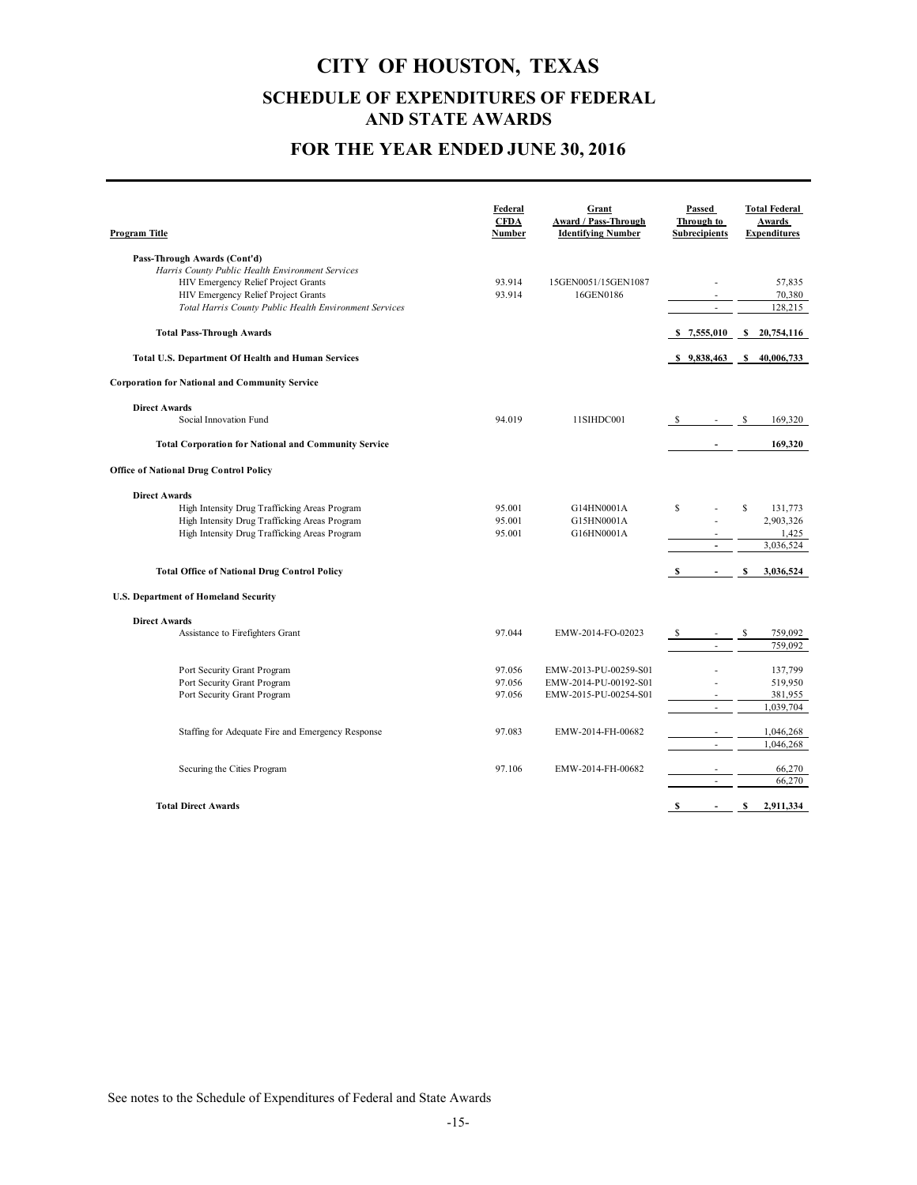# CITY OF HOUSTON, TEXAS

## SCHEDULE OF EXPENDITURES OF FEDERAL AND STATE AWARDS

## FOR THE YEAR ENDED JUNE 30, 2016

| Program Title | Federal CFDA Number | Grant Award / Pass-Through Identifying Number | Passed Through to Subrecipients | Total Federal Awards Expenditures |
|---|---|---|---|---|
| **Pass-Through Awards (Cont'd)** | | | | |
| *Harris County Public Health Environment Services* | | | | |
| HIV Emergency Relief Project Grants | 93.914 | 15GEN0051/15GEN1087 | - | 57,835 |
| HIV Emergency Relief Project Grants | 93.914 | 16GEN0186 | - | 70,380 |
| *Total Harris County Public Health Environment Services* | | | - | 128,215 |
| **Total Pass-Through Awards** | | | $ 7,555,010 | $ 20,754,116 |
| **Total U.S. Department Of Health and Human Services** | | | $ 9,838,463 | $ 40,006,733 |
| **Corporation for National and Community Service** | | | | |
| **Direct Awards** | | | | |
| Social Innovation Fund | 94.019 | 11SIHDC001 | $ - | $ 169,320 |
| **Total Corporation for National and Community Service** | | | - | 169,320 |
| **Office of National Drug Control Policy** | | | | |
| **Direct Awards** | | | | |
| High Intensity Drug Trafficking Areas Program | 95.001 | G14HN0001A | $ - | $ 131,773 |
| High Intensity Drug Trafficking Areas Program | 95.001 | G15HN0001A | - | 2,903,326 |
| High Intensity Drug Trafficking Areas Program | 95.001 | G16HN0001A | - | 1,425 |
| | | | - | 3,036,524 |
| **Total Office of National Drug Control Policy** | | | $ - | $ 3,036,524 |
| **U.S. Department of Homeland Security** | | | | |
| **Direct Awards** | | | | |
| Assistance to Firefighters Grant | 97.044 | EMW-2014-FO-02023 | $ - | $ 759,092 |
| | | | - | 759,092 |
| Port Security Grant Program | 97.056 | EMW-2013-PU-00259-S01 | - | 137,799 |
| Port Security Grant Program | 97.056 | EMW-2014-PU-00192-S01 | - | 519,950 |
| Port Security Grant Program | 97.056 | EMW-2015-PU-00254-S01 | - | 381,955 |
| | | | - | 1,039,704 |
| Staffing for Adequate Fire and Emergency Response | 97.083 | EMW-2014-FH-00682 | - | 1,046,268 |
| | | | - | 1,046,268 |
| Securing the Cities Program | 97.106 | EMW-2014-FH-00682 | - | 66,270 |
| | | | - | 66,270 |
| **Total Direct Awards** | | | $ - | $ 2,911,334 |

See notes to the Schedule of Expenditures of Federal and State Awards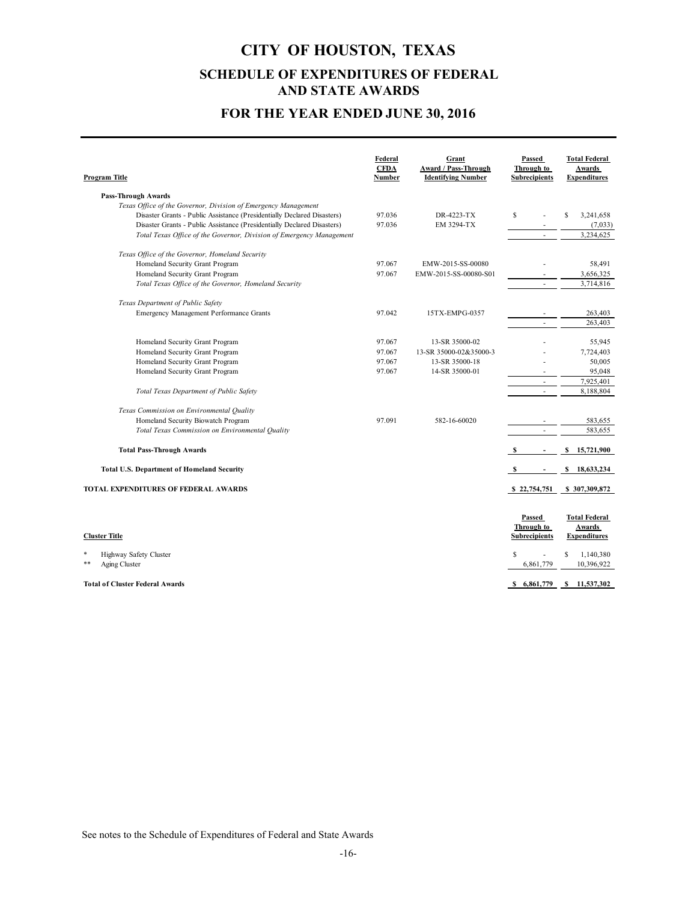# CITY OF HOUSTON, TEXAS

## SCHEDULE OF EXPENDITURES OF FEDERAL AND STATE AWARDS

## FOR THE YEAR ENDED JUNE 30, 2016

| Program Title | Federal CFDA Number | Grant Award / Pass-Through Identifying Number | Passed Through to Subrecipients | Total Federal Awards Expenditures |
|---|---|---|---|---|
| **Pass-Through Awards** | | | | |
| *Texas Office of the Governor, Division of Emergency Management* | | | | |
| Disaster Grants - Public Assistance (Presidentially Declared Disasters) | 97.036 | DR-4223-TX | $ - | $ 3,241,658 |
| Disaster Grants - Public Assistance (Presidentially Declared Disasters) | 97.036 | EM 3294-TX | - | (7,033) |
| *Total Texas Office of the Governor, Division of Emergency Management* | | | - | 3,234,625 |
| *Texas Office of the Governor, Homeland Security* | | | | |
| Homeland Security Grant Program | 97.067 | EMW-2015-SS-00080 | - | 58,491 |
| Homeland Security Grant Program | 97.067 | EMW-2015-SS-00080-S01 | - | 3,656,325 |
| *Total Texas Office of the Governor, Homeland Security* | | | - | 3,714,816 |
| *Texas Department of Public Safety* | | | | |
| Emergency Management Performance Grants | 97.042 | 15TX-EMPG-0357 | - | 263,403 |
| | | | - | 263,403 |
| Homeland Security Grant Program | 97.067 | 13-SR 35000-02 | - | 55,945 |
| Homeland Security Grant Program | 97.067 | 13-SR 35000-02&35000-3 | - | 7,724,403 |
| Homeland Security Grant Program | 97.067 | 13-SR 35000-18 | - | 50,005 |
| Homeland Security Grant Program | 97.067 | 14-SR 35000-01 | - | 95,048 |
| | | | - | 7,925,401 |
| *Total Texas Department of Public Safety* | | | - | 8,188,804 |
| *Texas Commission on Environmental Quality* | | | | |
| Homeland Security Biowatch Program | 97.091 | 582-16-60020 | - | 583,655 |
| *Total Texas Commission on Environmental Quality* | | | - | 583,655 |
| **Total Pass-Through Awards** | | | **$ -** | **$ 15,721,900** |
| **Total U.S. Department of Homeland Security** | | | **$ -** | **$ 18,633,234** |
| **TOTAL EXPENDITURES OF FEDERAL AWARDS** | | | **$ 22,754,751** | **$ 307,309,872** |

| Cluster Title | Passed Through to Subrecipients | Total Federal Awards Expenditures |
|---|---|---|
| * Highway Safety Cluster | $ - | $ 1,140,380 |
| ** Aging Cluster | 6,861,779 | 10,396,922 |
| **Total of Cluster Federal Awards** | **$ 6,861,779** | **$ 11,537,302** |

See notes to the Schedule of Expenditures of Federal and State Awards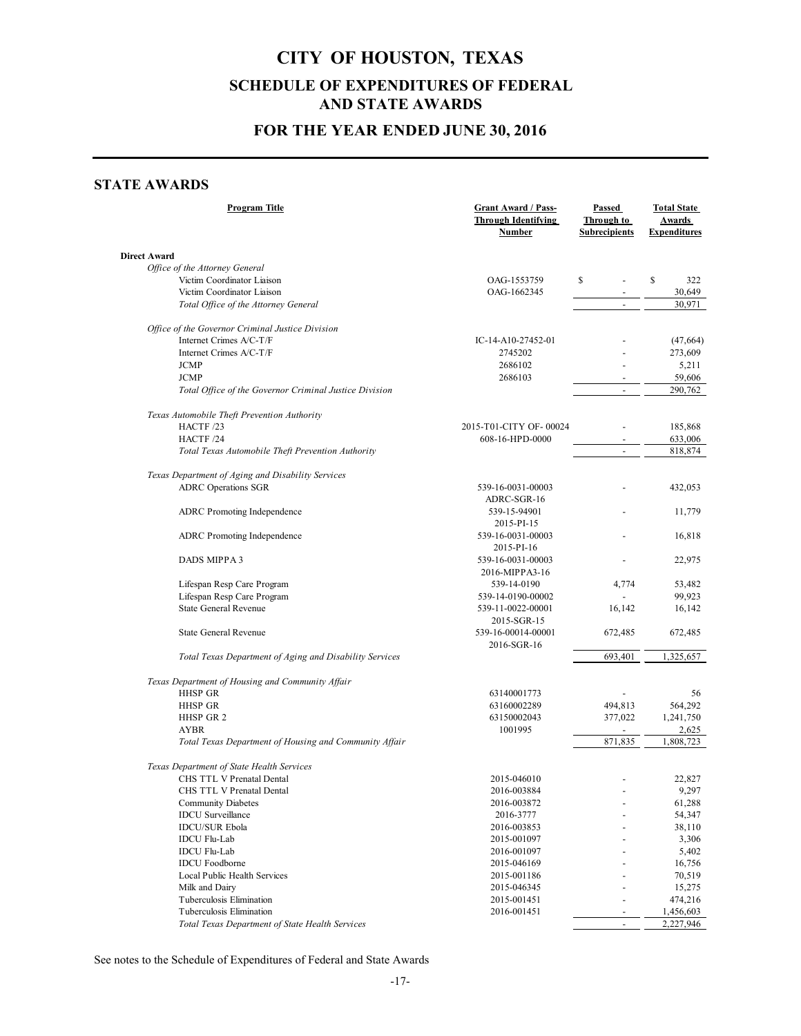# CITY OF HOUSTON, TEXAS

## SCHEDULE OF EXPENDITURES OF FEDERAL AND STATE AWARDS

## FOR THE YEAR ENDED JUNE 30, 2016

## STATE AWARDS

| Program Title | Grant Award / Pass-Through Identifying Number | Passed Through to Subrecipients | Total State Awards Expenditures |
|---|---|---|---|
| **Direct Award** | | | |
| *Office of the Attorney General* | | | |
| Victim Coordinator Liaison | OAG-1553759 | $ - | $ 322 |
| Victim Coordinator Liaison | OAG-1662345 | - | 30,649 |
| *Total Office of the Attorney General* | | - | 30,971 |
| *Office of the Governor Criminal Justice Division* | | | |
| Internet Crimes A/C-T/F | IC-14-A10-27452-01 | - | (47,664) |
| Internet Crimes A/C-T/F | 2745202 | - | 273,609 |
| JCMP | 2686102 | - | 5,211 |
| JCMP | 2686103 | - | 59,606 |
| *Total Office of the Governor Criminal Justice Division* | | - | 290,762 |
| *Texas Automobile Theft Prevention Authority* | | | |
| HACTF /23 | 2015-T01-CITY OF- 00024 | - | 185,868 |
| HACTF /24 | 608-16-HPD-0000 | - | 633,006 |
| *Total Texas Automobile Theft Prevention Authority* | | - | 818,874 |
| *Texas Department of Aging and Disability Services* | | | |
| ADRC Operations SGR | 539-16-0031-00003 ADRC-SGR-16 | - | 432,053 |
| ADRC Promoting Independence | 539-15-94901 2015-PI-15 | - | 11,779 |
| ADRC Promoting Independence | 539-16-0031-00003 2015-PI-16 | - | 16,818 |
| DADS MIPPA 3 | 539-16-0031-00003 2016-MIPPA3-16 | - | 22,975 |
| Lifespan Resp Care Program | 539-14-0190 | 4,774 | 53,482 |
| Lifespan Resp Care Program | 539-14-0190-00002 | - | 99,923 |
| State General Revenue | 539-11-0022-00001 2015-SGR-15 | 16,142 | 16,142 |
| State General Revenue | 539-16-00014-00001 2016-SGR-16 | 672,485 | 672,485 |
| *Total Texas Department of Aging and Disability Services* | | 693,401 | 1,325,657 |
| *Texas Department of Housing and Community Affair* | | | |
| HHSP GR | 63140001773 | - | 56 |
| HHSP GR | 63160002289 | 494,813 | 564,292 |
| HHSP GR 2 | 63150002043 | 377,022 | 1,241,750 |
| AYBR | 1001995 | - | 2,625 |
| *Total Texas Department of Housing and Community Affair* | | 871,835 | 1,808,723 |
| *Texas Department of State Health Services* | | | |
| CHS TTL V Prenatal Dental | 2015-046010 | - | 22,827 |
| CHS TTL V Prenatal Dental | 2016-003884 | - | 9,297 |
| Community Diabetes | 2016-003872 | - | 61,288 |
| IDCU Surveillance | 2016-3777 | - | 54,347 |
| IDCU/SUR Ebola | 2016-003853 | - | 38,110 |
| IDCU Flu-Lab | 2015-001097 | - | 3,306 |
| IDCU Flu-Lab | 2016-001097 | - | 5,402 |
| IDCU Foodborne | 2015-046169 | - | 16,756 |
| Local Public Health Services | 2015-001186 | - | 70,519 |
| Milk and Dairy | 2015-046345 | - | 15,275 |
| Tuberculosis Elimination | 2015-001451 | - | 474,216 |
| Tuberculosis Elimination | 2016-001451 | - | 1,456,603 |
| *Total Texas Department of State Health Services* | | - | 2,227,946 |

See notes to the Schedule of Expenditures of Federal and State Awards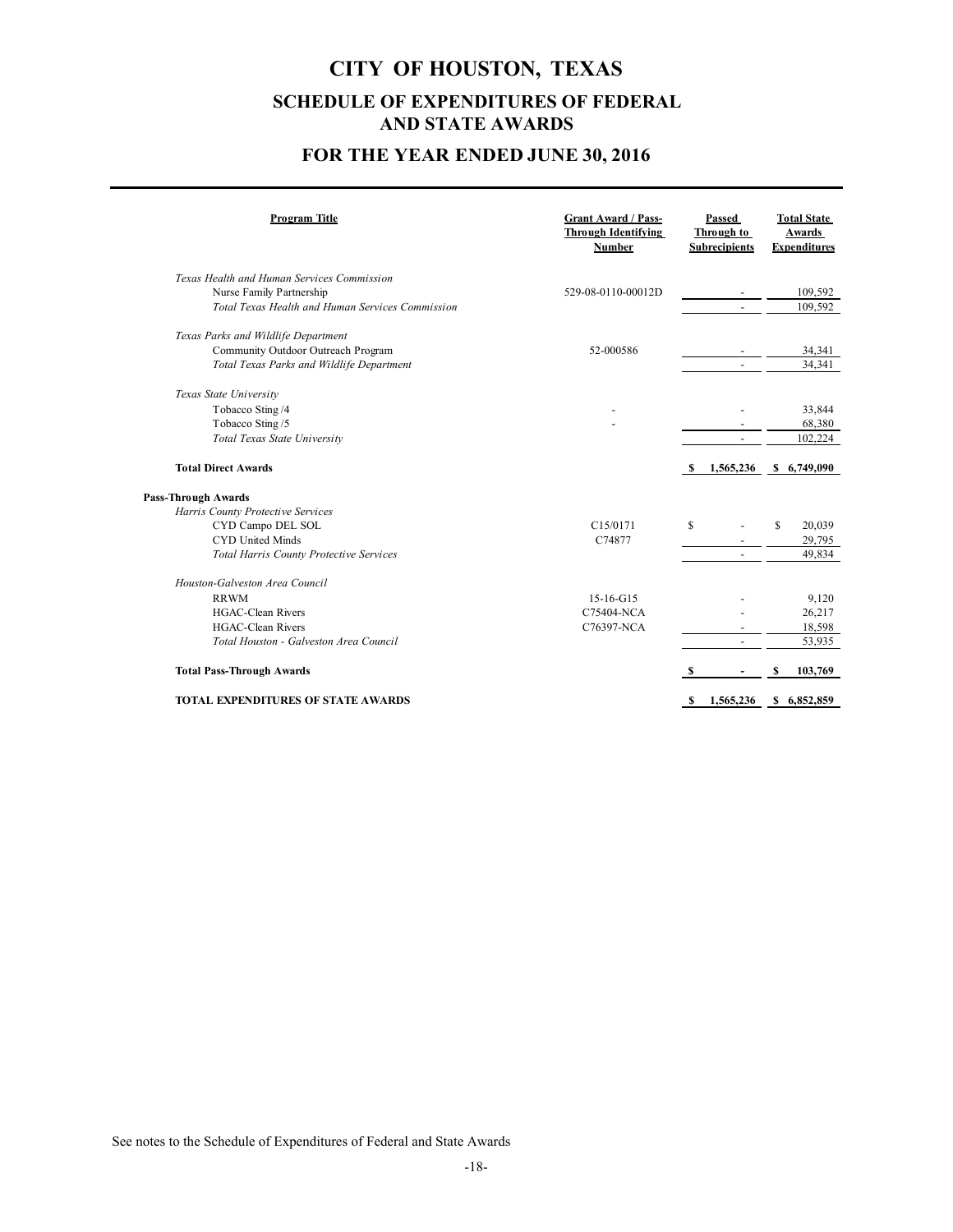# CITY OF HOUSTON, TEXAS

## SCHEDULE OF EXPENDITURES OF FEDERAL AND STATE AWARDS

## FOR THE YEAR ENDED JUNE 30, 2016

| Program Title | Grant Award / Pass-Through Identifying Number | Passed Through to Subrecipients | Total State Awards Expenditures |
|---|---|---|---|
| *Texas Health and Human Services Commission* | | | |
| Nurse Family Partnership | 529-08-0110-00012D | - | 109,592 |
| *Total Texas Health and Human Services Commission* | | - | 109,592 |
| *Texas Parks and Wildlife Department* | | | |
| Community Outdoor Outreach Program | 52-000586 | - | 34,341 |
| *Total Texas Parks and Wildlife Department* | | - | 34,341 |
| *Texas State University* | | | |
| Tobacco Sting /4 | - | - | 33,844 |
| Tobacco Sting /5 | - | - | 68,380 |
| *Total Texas State University* | | - | 102,224 |
| **Total Direct Awards** | | **$ 1,565,236** | **$ 6,749,090** |
| **Pass-Through Awards** | | | |
| *Harris County Protective Services* | | | |
| CYD Campo DEL SOL | C15/0171 | $ - | $ 20,039 |
| CYD United Minds | C74877 | - | 29,795 |
| *Total Harris County Protective Services* | | - | 49,834 |
| *Houston-Galveston Area Council* | | | |
| RRWM | 15-16-G15 | - | 9,120 |
| HGAC-Clean Rivers | C75404-NCA | - | 26,217 |
| HGAC-Clean Rivers | C76397-NCA | - | 18,598 |
| *Total Houston - Galveston Area Council* | | - | 53,935 |
| **Total Pass-Through Awards** | | **$ -** | **$ 103,769** |
| **TOTAL EXPENDITURES OF STATE AWARDS** | | **$ 1,565,236** | **$ 6,852,859** |

See notes to the Schedule of Expenditures of Federal and State Awards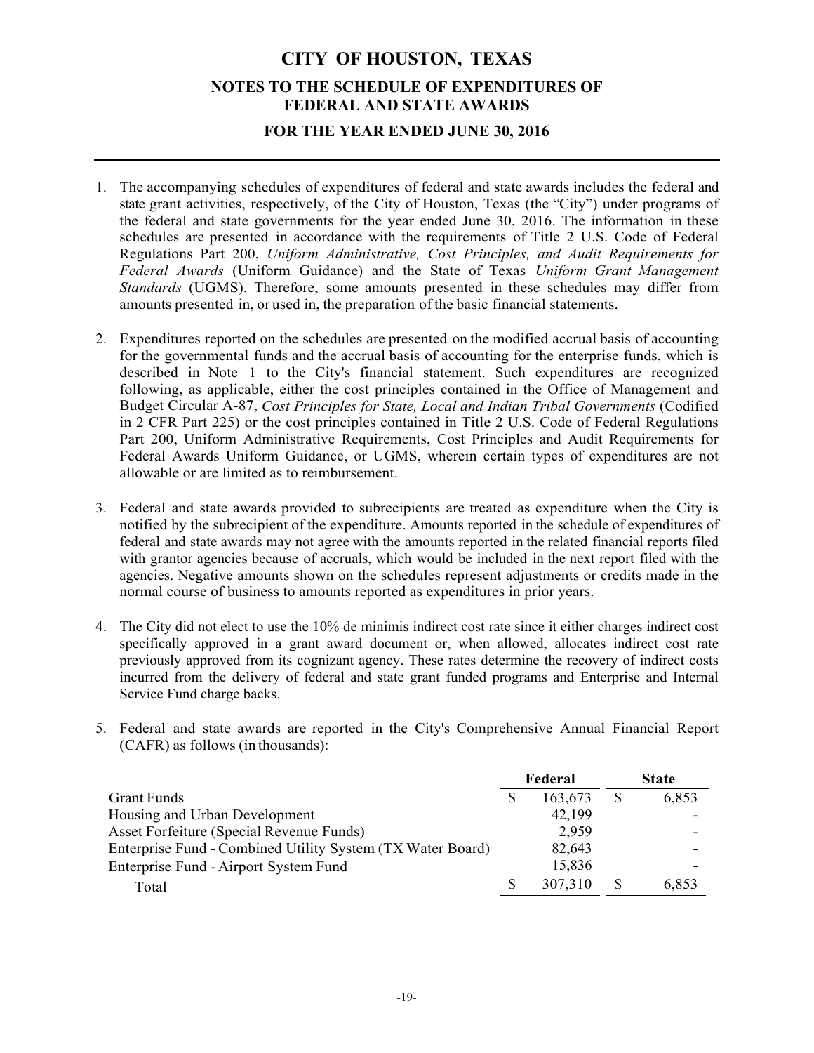# CITY OF HOUSTON, TEXAS

## NOTES TO THE SCHEDULE OF EXPENDITURES OF FEDERAL AND STATE AWARDS

## FOR THE YEAR ENDED JUNE 30, 2016

1. The accompanying schedules of expenditures of federal and state awards includes the federal and state grant activities, respectively, of the City of Houston, Texas (the "City") under programs of the federal and state governments for the year ended June 30, 2016. The information in these schedules are presented in accordance with the requirements of Title 2 U.S. Code of Federal Regulations Part 200, *Uniform Administrative, Cost Principles, and Audit Requirements for Federal Awards* (Uniform Guidance) and the State of Texas *Uniform Grant Management Standards* (UGMS). Therefore, some amounts presented in these schedules may differ from amounts presented in, or used in, the preparation of the basic financial statements.

2. Expenditures reported on the schedules are presented on the modified accrual basis of accounting for the governmental funds and the accrual basis of accounting for the enterprise funds, which is described in Note 1 to the City's financial statement. Such expenditures are recognized following, as applicable, either the cost principles contained in the Office of Management and Budget Circular A-87, *Cost Principles for State, Local and Indian Tribal Governments* (Codified in 2 CFR Part 225) or the cost principles contained in Title 2 U.S. Code of Federal Regulations Part 200, Uniform Administrative Requirements, Cost Principles and Audit Requirements for Federal Awards Uniform Guidance, or UGMS, wherein certain types of expenditures are not allowable or are limited as to reimbursement.

3. Federal and state awards provided to subrecipients are treated as expenditure when the City is notified by the subrecipient of the expenditure. Amounts reported in the schedule of expenditures of federal and state awards may not agree with the amounts reported in the related financial reports filed with grantor agencies because of accruals, which would be included in the next report filed with the agencies. Negative amounts shown on the schedules represent adjustments or credits made in the normal course of business to amounts reported as expenditures in prior years.

4. The City did not elect to use the 10% de minimis indirect cost rate since it either charges indirect cost specifically approved in a grant award document or, when allowed, allocates indirect cost rate previously approved from its cognizant agency. These rates determine the recovery of indirect costs incurred from the delivery of federal and state grant funded programs and Enterprise and Internal Service Fund charge backs.

5. Federal and state awards are reported in the City's Comprehensive Annual Financial Report (CAFR) as follows (in thousands):

| | Federal | State |
|---|---|---|
| Grant Funds | $ 163,673 | $ 6,853 |
| Housing and Urban Development | 42,199 | - |
| Asset Forfeiture (Special Revenue Funds) | 2,959 | - |
| Enterprise Fund - Combined Utility System (TX Water Board) | 82,643 | - |
| Enterprise Fund - Airport System Fund | 15,836 | - |
| Total | $ 307,310 | $ 6,853 |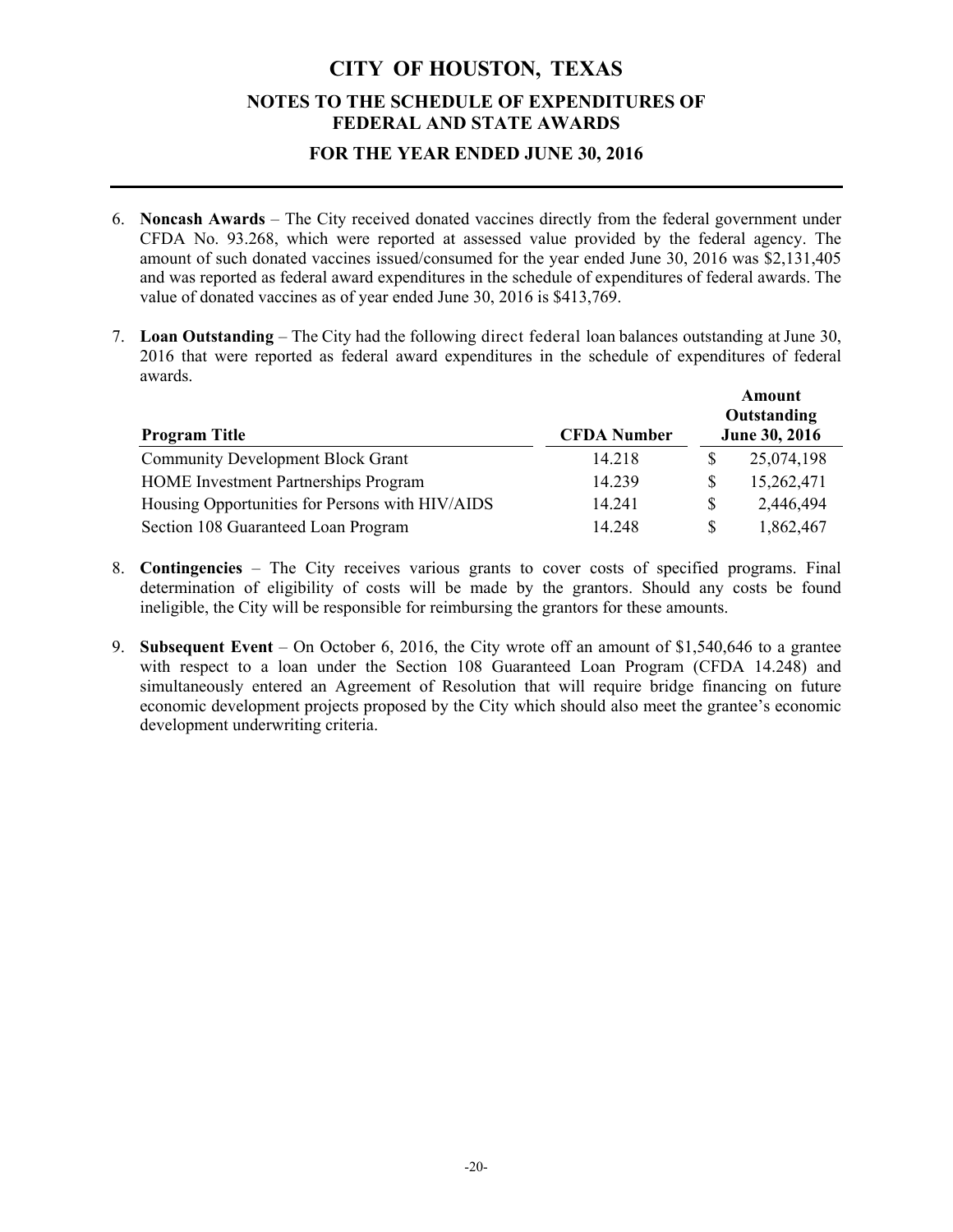# CITY OF HOUSTON, TEXAS

## NOTES TO THE SCHEDULE OF EXPENDITURES OF FEDERAL AND STATE AWARDS

### FOR THE YEAR ENDED JUNE 30, 2016

6. **Noncash Awards** – The City received donated vaccines directly from the federal government under CFDA No. 93.268, which were reported at assessed value provided by the federal agency. The amount of such donated vaccines issued/consumed for the year ended June 30, 2016 was $2,131,405 and was reported as federal award expenditures in the schedule of expenditures of federal awards. The value of donated vaccines as of year ended June 30, 2016 is $413,769.

7. **Loan Outstanding** – The City had the following direct federal loan balances outstanding at June 30, 2016 that were reported as federal award expenditures in the schedule of expenditures of federal awards.

| Program Title | CFDA Number | Amount Outstanding June 30, 2016 |
|---|---|---|
| Community Development Block Grant | 14.218 | $ 25,074,198 |
| HOME Investment Partnerships Program | 14.239 | $ 15,262,471 |
| Housing Opportunities for Persons with HIV/AIDS | 14.241 | $ 2,446,494 |
| Section 108 Guaranteed Loan Program | 14.248 | $ 1,862,467 |

8. **Contingencies** – The City receives various grants to cover costs of specified programs. Final determination of eligibility of costs will be made by the grantors. Should any costs be found ineligible, the City will be responsible for reimbursing the grantors for these amounts.

9. **Subsequent Event** – On October 6, 2016, the City wrote off an amount of $1,540,646 to a grantee with respect to a loan under the Section 108 Guaranteed Loan Program (CFDA 14.248) and simultaneously entered an Agreement of Resolution that will require bridge financing on future economic development projects proposed by the City which should also meet the grantee's economic development underwriting criteria.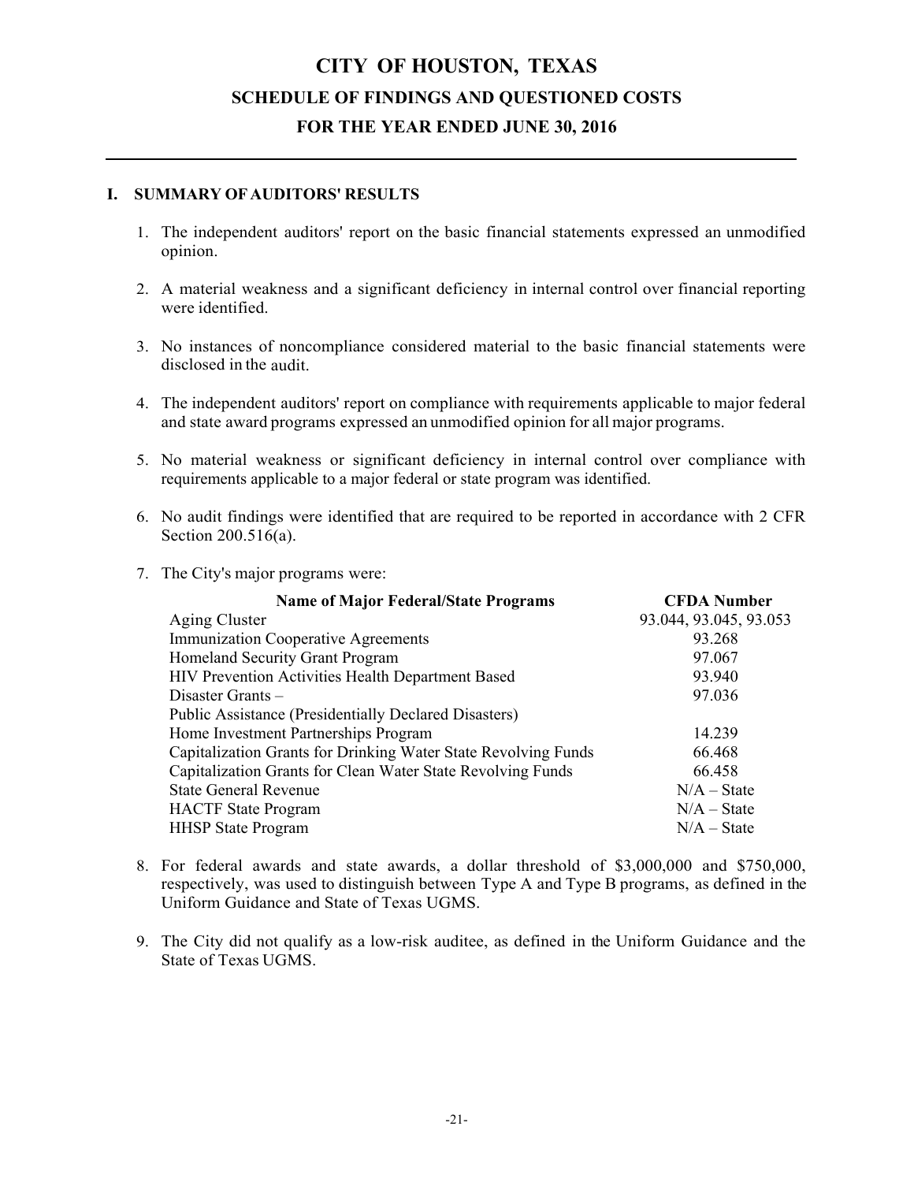# CITY OF HOUSTON, TEXAS

## SCHEDULE OF FINDINGS AND QUESTIONED COSTS

## FOR THE YEAR ENDED JUNE 30, 2016

### I. SUMMARY OF AUDITORS' RESULTS

1. The independent auditors' report on the basic financial statements expressed an unmodified opinion.

2. A material weakness and a significant deficiency in internal control over financial reporting were identified.

3. No instances of noncompliance considered material to the basic financial statements were disclosed in the audit.

4. The independent auditors' report on compliance with requirements applicable to major federal and state award programs expressed an unmodified opinion for all major programs.

5. No material weakness or significant deficiency in internal control over compliance with requirements applicable to a major federal or state program was identified.

6. No audit findings were identified that are required to be reported in accordance with 2 CFR Section 200.516(a).

7. The City's major programs were:

| Name of Major Federal/State Programs | CFDA Number |
|---|---|
| Aging Cluster | 93.044, 93.045, 93.053 |
| Immunization Cooperative Agreements | 93.268 |
| Homeland Security Grant Program | 97.067 |
| HIV Prevention Activities Health Department Based | 93.940 |
| Disaster Grants – Public Assistance (Presidentially Declared Disasters) | 97.036 |
| Home Investment Partnerships Program | 14.239 |
| Capitalization Grants for Drinking Water State Revolving Funds | 66.468 |
| Capitalization Grants for Clean Water State Revolving Funds | 66.458 |
| State General Revenue | N/A – State |
| HACTF State Program | N/A – State |
| HHSP State Program | N/A – State |

8. For federal awards and state awards, a dollar threshold of $3,000,000 and $750,000, respectively, was used to distinguish between Type A and Type B programs, as defined in the Uniform Guidance and State of Texas UGMS.

9. The City did not qualify as a low-risk auditee, as defined in the Uniform Guidance and the State of Texas UGMS.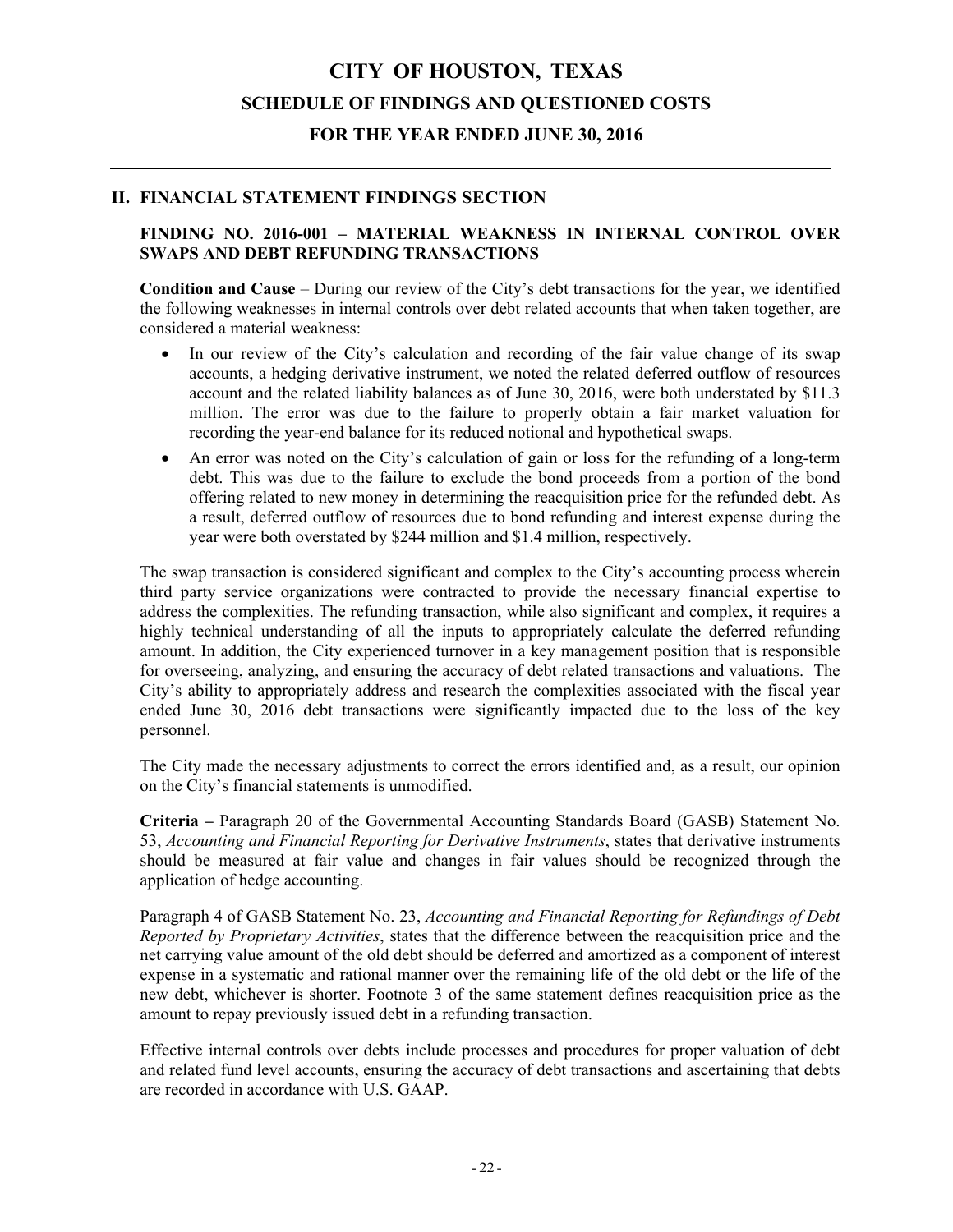# CITY OF HOUSTON, TEXAS

## SCHEDULE OF FINDINGS AND QUESTIONED COSTS

## FOR THE YEAR ENDED JUNE 30, 2016

---

## II. FINANCIAL STATEMENT FINDINGS SECTION

### FINDING NO. 2016-001 – MATERIAL WEAKNESS IN INTERNAL CONTROL OVER SWAPS AND DEBT REFUNDING TRANSACTIONS

**Condition and Cause** – During our review of the City's debt transactions for the year, we identified the following weaknesses in internal controls over debt related accounts that when taken together, are considered a material weakness:

- In our review of the City's calculation and recording of the fair value change of its swap accounts, a hedging derivative instrument, we noted the related deferred outflow of resources account and the related liability balances as of June 30, 2016, were both understated by $11.3 million. The error was due to the failure to properly obtain a fair market valuation for recording the year-end balance for its reduced notional and hypothetical swaps.
- An error was noted on the City's calculation of gain or loss for the refunding of a long-term debt. This was due to the failure to exclude the bond proceeds from a portion of the bond offering related to new money in determining the reacquisition price for the refunded debt. As a result, deferred outflow of resources due to bond refunding and interest expense during the year were both overstated by $244 million and $1.4 million, respectively.

The swap transaction is considered significant and complex to the City's accounting process wherein third party service organizations were contracted to provide the necessary financial expertise to address the complexities. The refunding transaction, while also significant and complex, it requires a highly technical understanding of all the inputs to appropriately calculate the deferred refunding amount. In addition, the City experienced turnover in a key management position that is responsible for overseeing, analyzing, and ensuring the accuracy of debt related transactions and valuations. The City's ability to appropriately address and research the complexities associated with the fiscal year ended June 30, 2016 debt transactions were significantly impacted due to the loss of the key personnel.

The City made the necessary adjustments to correct the errors identified and, as a result, our opinion on the City's financial statements is unmodified.

**Criteria –** Paragraph 20 of the Governmental Accounting Standards Board (GASB) Statement No. 53, *Accounting and Financial Reporting for Derivative Instruments*, states that derivative instruments should be measured at fair value and changes in fair values should be recognized through the application of hedge accounting.

Paragraph 4 of GASB Statement No. 23, *Accounting and Financial Reporting for Refundings of Debt Reported by Proprietary Activities*, states that the difference between the reacquisition price and the net carrying value amount of the old debt should be deferred and amortized as a component of interest expense in a systematic and rational manner over the remaining life of the old debt or the life of the new debt, whichever is shorter. Footnote 3 of the same statement defines reacquisition price as the amount to repay previously issued debt in a refunding transaction.

Effective internal controls over debts include processes and procedures for proper valuation of debt and related fund level accounts, ensuring the accuracy of debt transactions and ascertaining that debts are recorded in accordance with U.S. GAAP.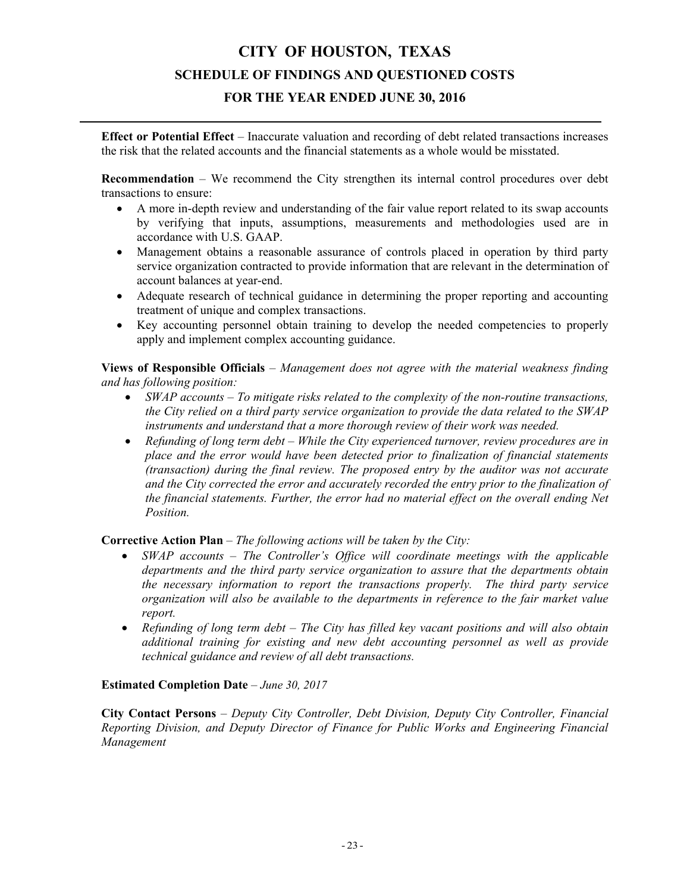**Effect or Potential Effect** – Inaccurate valuation and recording of debt related transactions increases the risk that the related accounts and the financial statements as a whole would be misstated.

**Recommendation** – We recommend the City strengthen its internal control procedures over debt transactions to ensure:

- A more in-depth review and understanding of the fair value report related to its swap accounts by verifying that inputs, assumptions, measurements and methodologies used are in accordance with U.S. GAAP.
- Management obtains a reasonable assurance of controls placed in operation by third party service organization contracted to provide information that are relevant in the determination of account balances at year-end.
- Adequate research of technical guidance in determining the proper reporting and accounting treatment of unique and complex transactions.
- Key accounting personnel obtain training to develop the needed competencies to properly apply and implement complex accounting guidance.

**Views of Responsible Officials** – *Management does not agree with the material weakness finding and has following position:*

- *SWAP accounts – To mitigate risks related to the complexity of the non-routine transactions, the City relied on a third party service organization to provide the data related to the SWAP instruments and understand that a more thorough review of their work was needed.*
- *Refunding of long term debt – While the City experienced turnover, review procedures are in place and the error would have been detected prior to finalization of financial statements (transaction) during the final review. The proposed entry by the auditor was not accurate and the City corrected the error and accurately recorded the entry prior to the finalization of the financial statements. Further, the error had no material effect on the overall ending Net Position.*

**Corrective Action Plan** – *The following actions will be taken by the City:*

- *SWAP accounts – The Controller's Office will coordinate meetings with the applicable departments and the third party service organization to assure that the departments obtain the necessary information to report the transactions properly. The third party service organization will also be available to the departments in reference to the fair market value report.*
- *Refunding of long term debt – The City has filled key vacant positions and will also obtain additional training for existing and new debt accounting personnel as well as provide technical guidance and review of all debt transactions.*

**Estimated Completion Date** – *June 30, 2017*

**City Contact Persons** – *Deputy City Controller, Debt Division, Deputy City Controller, Financial Reporting Division, and Deputy Director of Finance for Public Works and Engineering Financial Management*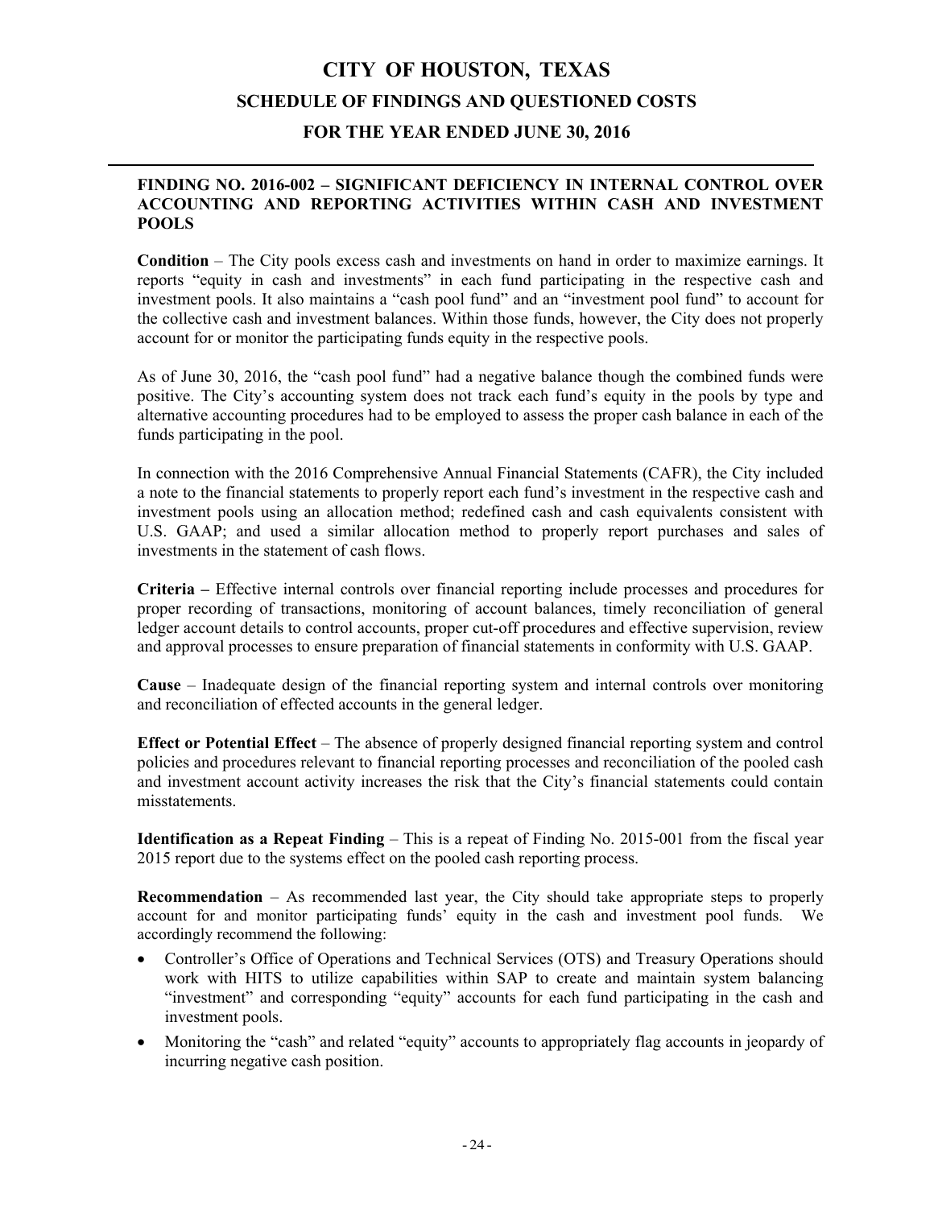# CITY OF HOUSTON, TEXAS
## SCHEDULE OF FINDINGS AND QUESTIONED COSTS
## FOR THE YEAR ENDED JUNE 30, 2016

### FINDING NO. 2016-002 – SIGNIFICANT DEFICIENCY IN INTERNAL CONTROL OVER ACCOUNTING AND REPORTING ACTIVITIES WITHIN CASH AND INVESTMENT POOLS

**Condition** – The City pools excess cash and investments on hand in order to maximize earnings. It reports "equity in cash and investments" in each fund participating in the respective cash and investment pools. It also maintains a "cash pool fund" and an "investment pool fund" to account for the collective cash and investment balances. Within those funds, however, the City does not properly account for or monitor the participating funds equity in the respective pools.

As of June 30, 2016, the "cash pool fund" had a negative balance though the combined funds were positive. The City's accounting system does not track each fund's equity in the pools by type and alternative accounting procedures had to be employed to assess the proper cash balance in each of the funds participating in the pool.

In connection with the 2016 Comprehensive Annual Financial Statements (CAFR), the City included a note to the financial statements to properly report each fund's investment in the respective cash and investment pools using an allocation method; redefined cash and cash equivalents consistent with U.S. GAAP; and used a similar allocation method to properly report purchases and sales of investments in the statement of cash flows.

**Criteria –** Effective internal controls over financial reporting include processes and procedures for proper recording of transactions, monitoring of account balances, timely reconciliation of general ledger account details to control accounts, proper cut-off procedures and effective supervision, review and approval processes to ensure preparation of financial statements in conformity with U.S. GAAP.

**Cause** – Inadequate design of the financial reporting system and internal controls over monitoring and reconciliation of effected accounts in the general ledger.

**Effect or Potential Effect** – The absence of properly designed financial reporting system and control policies and procedures relevant to financial reporting processes and reconciliation of the pooled cash and investment account activity increases the risk that the City's financial statements could contain misstatements.

**Identification as a Repeat Finding** – This is a repeat of Finding No. 2015-001 from the fiscal year 2015 report due to the systems effect on the pooled cash reporting process.

**Recommendation** – As recommended last year, the City should take appropriate steps to properly account for and monitor participating funds' equity in the cash and investment pool funds. We accordingly recommend the following:

- Controller's Office of Operations and Technical Services (OTS) and Treasury Operations should work with HITS to utilize capabilities within SAP to create and maintain system balancing "investment" and corresponding "equity" accounts for each fund participating in the cash and investment pools.
- Monitoring the "cash" and related "equity" accounts to appropriately flag accounts in jeopardy of incurring negative cash position.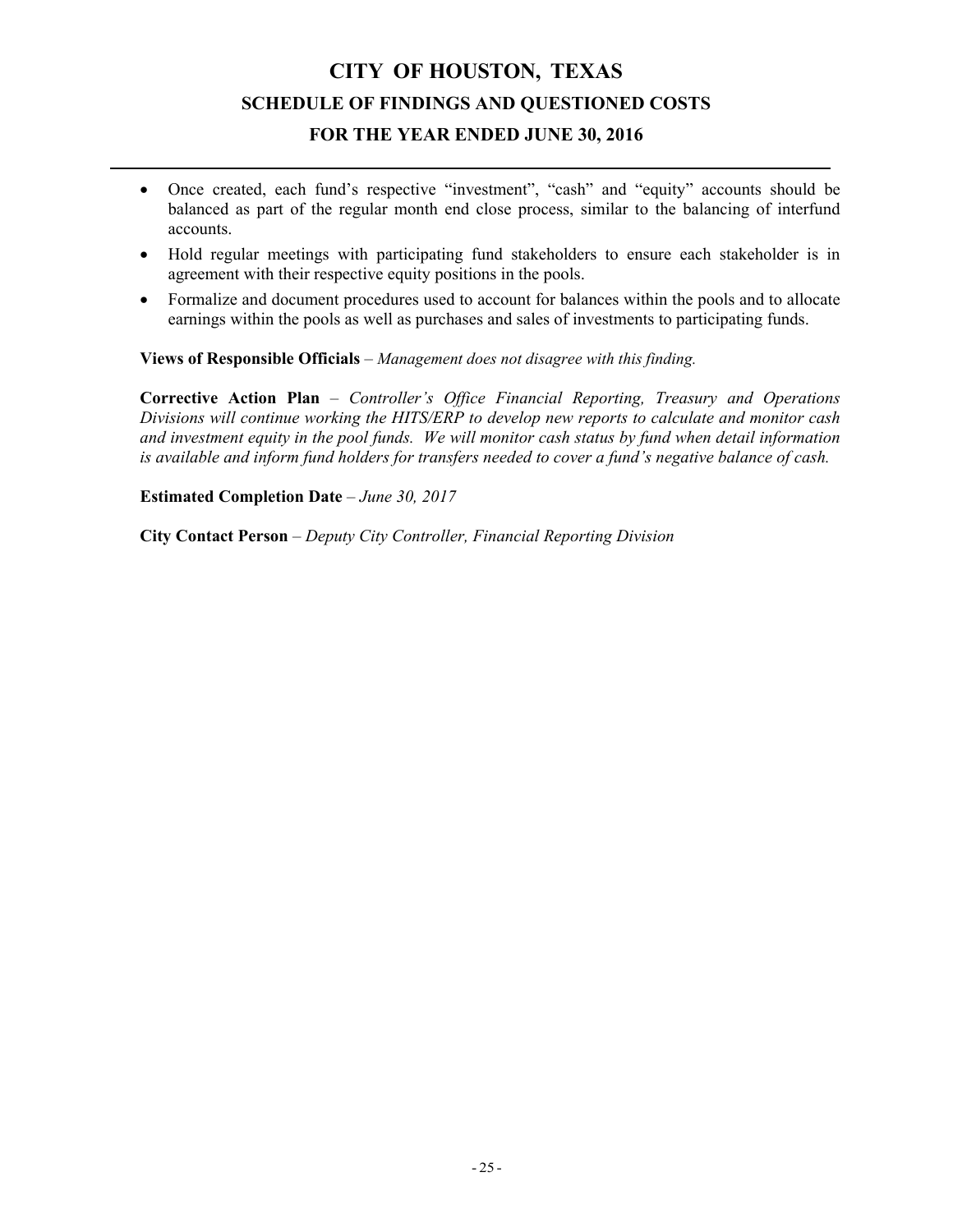- Once created, each fund's respective "investment", "cash" and "equity" accounts should be balanced as part of the regular month end close process, similar to the balancing of interfund accounts.
- Hold regular meetings with participating fund stakeholders to ensure each stakeholder is in agreement with their respective equity positions in the pools.
- Formalize and document procedures used to account for balances within the pools and to allocate earnings within the pools as well as purchases and sales of investments to participating funds.

**Views of Responsible Officials** – *Management does not disagree with this finding.*

**Corrective Action Plan** – *Controller's Office Financial Reporting, Treasury and Operations Divisions will continue working the HITS/ERP to develop new reports to calculate and monitor cash and investment equity in the pool funds. We will monitor cash status by fund when detail information is available and inform fund holders for transfers needed to cover a fund's negative balance of cash.*

**Estimated Completion Date** – *June 30, 2017*

**City Contact Person** – *Deputy City Controller, Financial Reporting Division*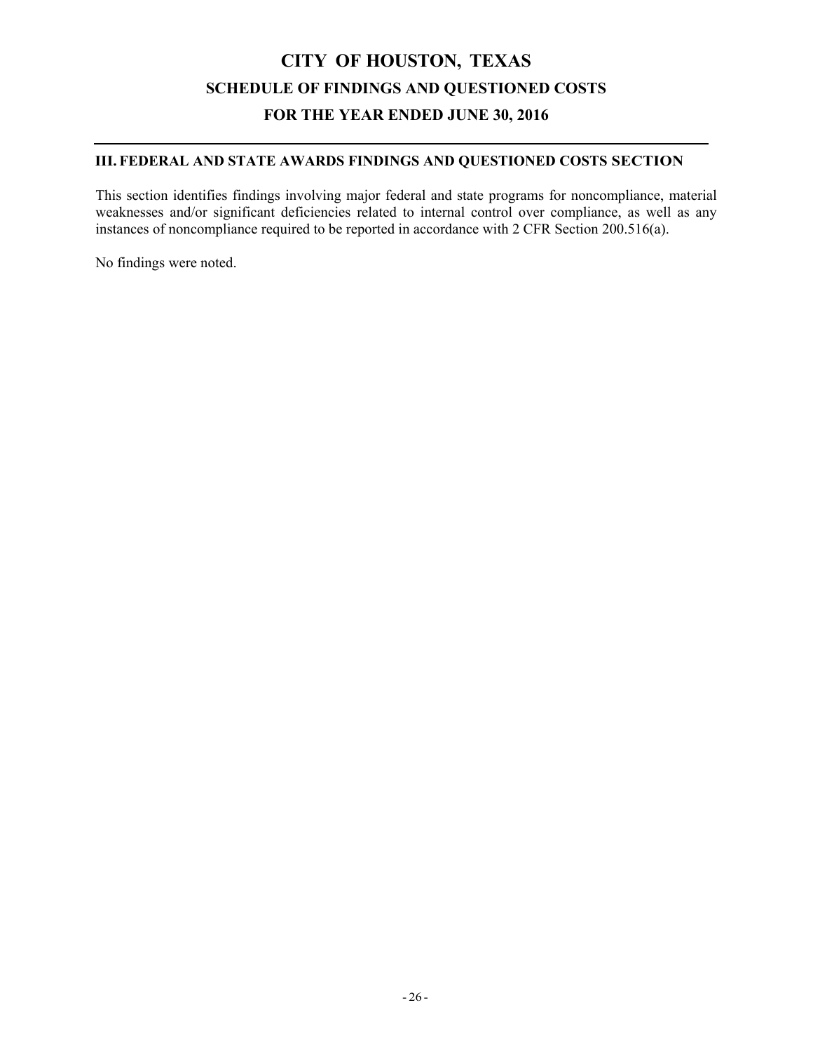# CITY OF HOUSTON, TEXAS

## SCHEDULE OF FINDINGS AND QUESTIONED COSTS

## FOR THE YEAR ENDED JUNE 30, 2016

### III. FEDERAL AND STATE AWARDS FINDINGS AND QUESTIONED COSTS SECTION

This section identifies findings involving major federal and state programs for noncompliance, material weaknesses and/or significant deficiencies related to internal control over compliance, as well as any instances of noncompliance required to be reported in accordance with 2 CFR Section 200.516(a).

No findings were noted.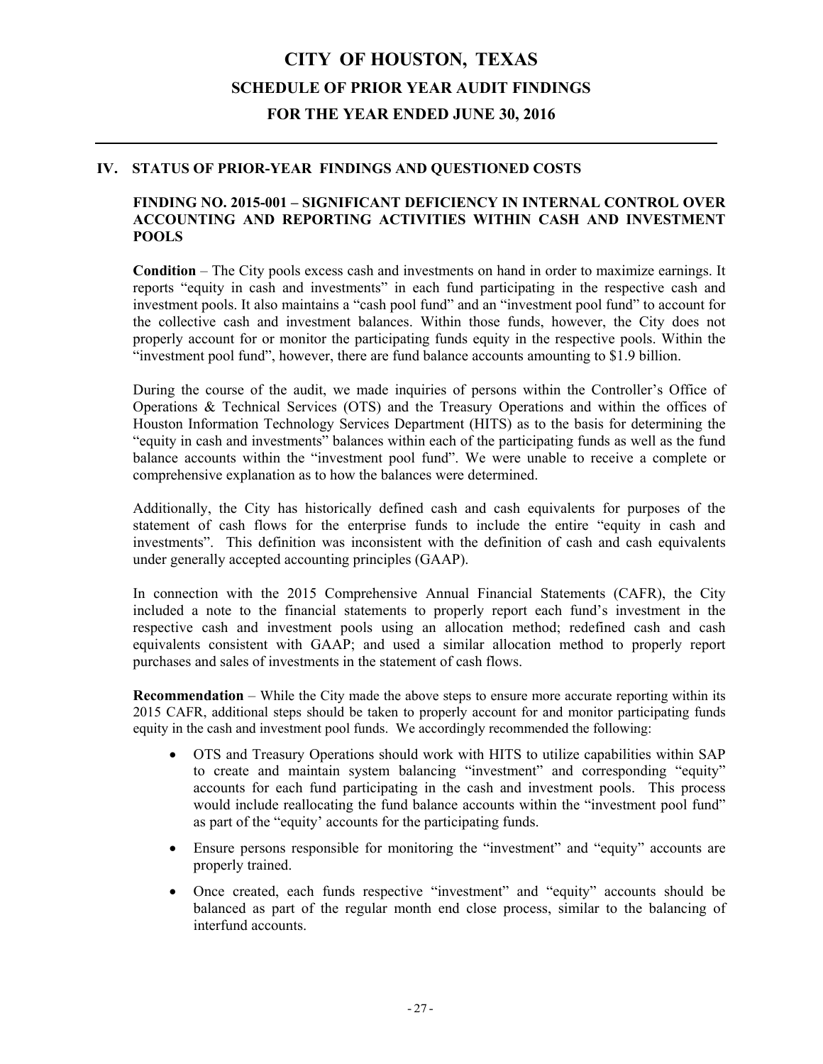# CITY OF HOUSTON, TEXAS

## SCHEDULE OF PRIOR YEAR AUDIT FINDINGS

## FOR THE YEAR ENDED JUNE 30, 2016

### IV. STATUS OF PRIOR-YEAR FINDINGS AND QUESTIONED COSTS

#### FINDING NO. 2015-001 – SIGNIFICANT DEFICIENCY IN INTERNAL CONTROL OVER ACCOUNTING AND REPORTING ACTIVITIES WITHIN CASH AND INVESTMENT POOLS

**Condition** – The City pools excess cash and investments on hand in order to maximize earnings. It reports "equity in cash and investments" in each fund participating in the respective cash and investment pools. It also maintains a "cash pool fund" and an "investment pool fund" to account for the collective cash and investment balances. Within those funds, however, the City does not properly account for or monitor the participating funds equity in the respective pools. Within the "investment pool fund", however, there are fund balance accounts amounting to $1.9 billion.

During the course of the audit, we made inquiries of persons within the Controller's Office of Operations & Technical Services (OTS) and the Treasury Operations and within the offices of Houston Information Technology Services Department (HITS) as to the basis for determining the "equity in cash and investments" balances within each of the participating funds as well as the fund balance accounts within the "investment pool fund". We were unable to receive a complete or comprehensive explanation as to how the balances were determined.

Additionally, the City has historically defined cash and cash equivalents for purposes of the statement of cash flows for the enterprise funds to include the entire "equity in cash and investments". This definition was inconsistent with the definition of cash and cash equivalents under generally accepted accounting principles (GAAP).

In connection with the 2015 Comprehensive Annual Financial Statements (CAFR), the City included a note to the financial statements to properly report each fund's investment in the respective cash and investment pools using an allocation method; redefined cash and cash equivalents consistent with GAAP; and used a similar allocation method to properly report purchases and sales of investments in the statement of cash flows.

**Recommendation** – While the City made the above steps to ensure more accurate reporting within its 2015 CAFR, additional steps should be taken to properly account for and monitor participating funds equity in the cash and investment pool funds. We accordingly recommended the following:

- OTS and Treasury Operations should work with HITS to utilize capabilities within SAP to create and maintain system balancing "investment" and corresponding "equity" accounts for each fund participating in the cash and investment pools. This process would include reallocating the fund balance accounts within the "investment pool fund" as part of the "equity' accounts for the participating funds.
- Ensure persons responsible for monitoring the "investment" and "equity" accounts are properly trained.
- Once created, each funds respective "investment" and "equity" accounts should be balanced as part of the regular month end close process, similar to the balancing of interfund accounts.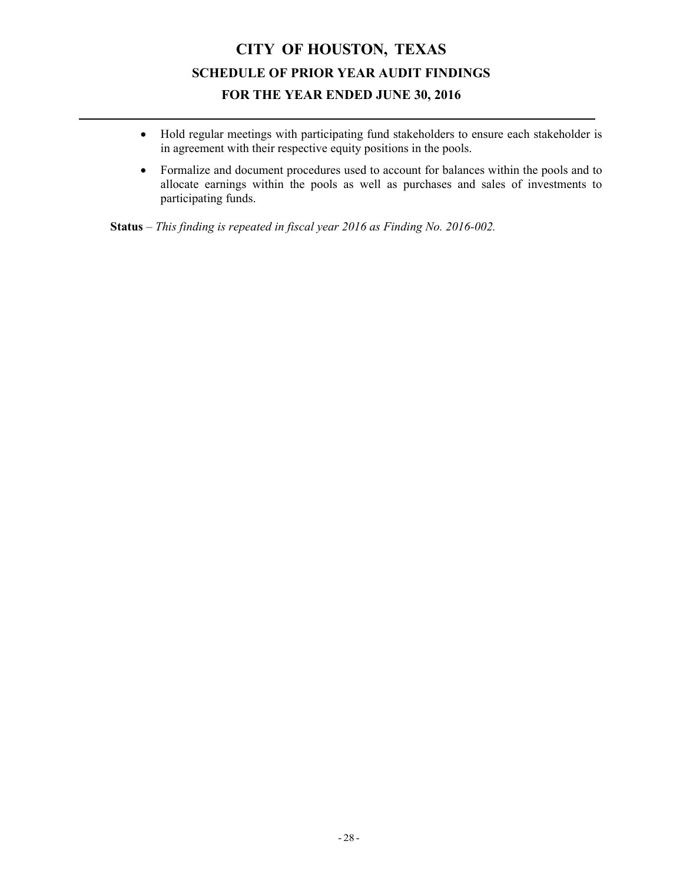# CITY OF HOUSTON, TEXAS
## SCHEDULE OF PRIOR YEAR AUDIT FINDINGS
## FOR THE YEAR ENDED JUNE 30, 2016

- Hold regular meetings with participating fund stakeholders to ensure each stakeholder is in agreement with their respective equity positions in the pools.
- Formalize and document procedures used to account for balances within the pools and to allocate earnings within the pools as well as purchases and sales of investments to participating funds.

**Status** – *This finding is repeated in fiscal year 2016 as Finding No. 2016-002.*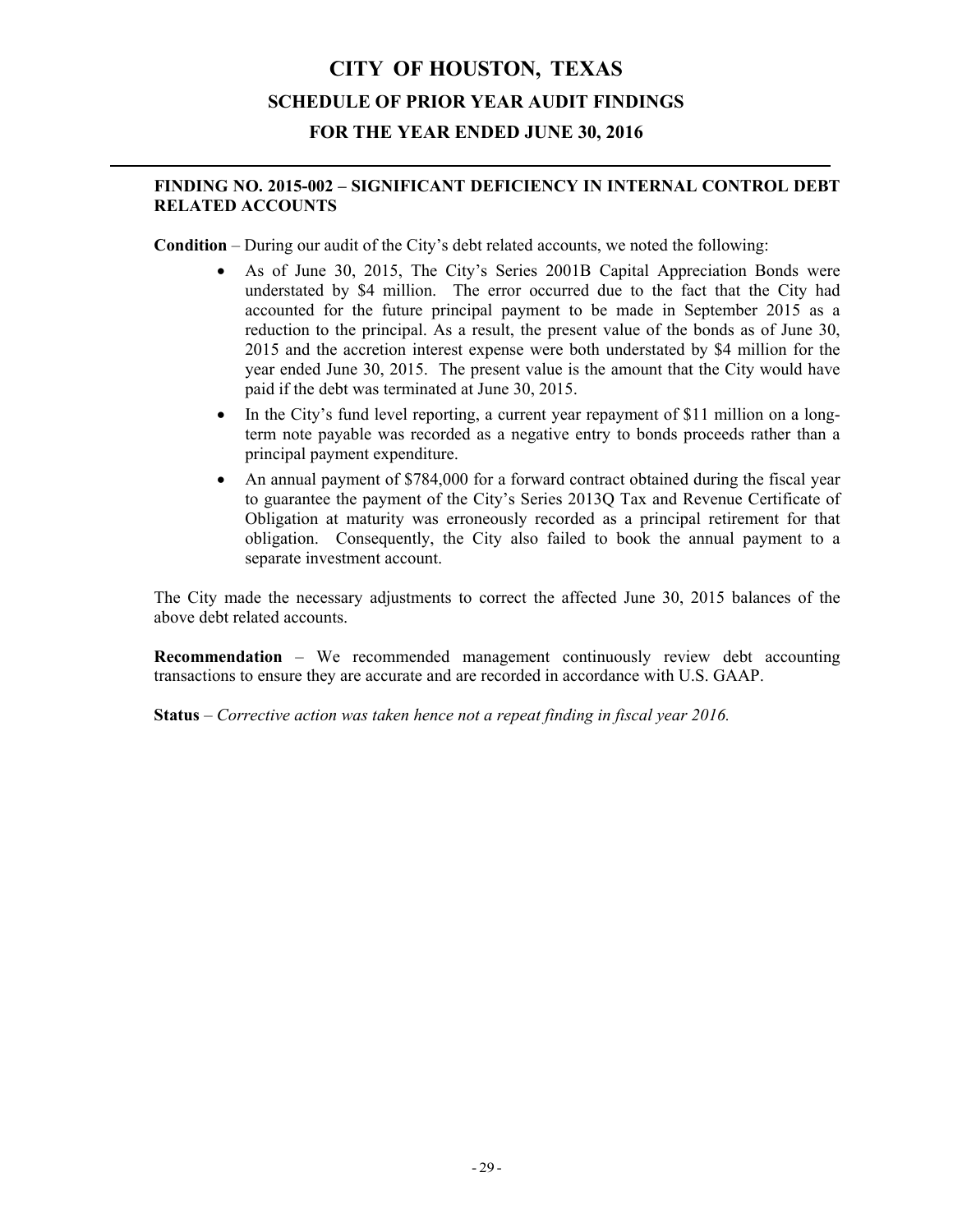# CITY OF HOUSTON, TEXAS

## SCHEDULE OF PRIOR YEAR AUDIT FINDINGS

## FOR THE YEAR ENDED JUNE 30, 2016

### FINDING NO. 2015-002 – SIGNIFICANT DEFICIENCY IN INTERNAL CONTROL DEBT RELATED ACCOUNTS

**Condition** – During our audit of the City's debt related accounts, we noted the following:

- As of June 30, 2015, The City's Series 2001B Capital Appreciation Bonds were understated by $4 million. The error occurred due to the fact that the City had accounted for the future principal payment to be made in September 2015 as a reduction to the principal. As a result, the present value of the bonds as of June 30, 2015 and the accretion interest expense were both understated by $4 million for the year ended June 30, 2015. The present value is the amount that the City would have paid if the debt was terminated at June 30, 2015.
- In the City's fund level reporting, a current year repayment of $11 million on a long-term note payable was recorded as a negative entry to bonds proceeds rather than a principal payment expenditure.
- An annual payment of $784,000 for a forward contract obtained during the fiscal year to guarantee the payment of the City's Series 2013Q Tax and Revenue Certificate of Obligation at maturity was erroneously recorded as a principal retirement for that obligation. Consequently, the City also failed to book the annual payment to a separate investment account.

The City made the necessary adjustments to correct the affected June 30, 2015 balances of the above debt related accounts.

**Recommendation** – We recommended management continuously review debt accounting transactions to ensure they are accurate and are recorded in accordance with U.S. GAAP.

**Status** – *Corrective action was taken hence not a repeat finding in fiscal year 2016.*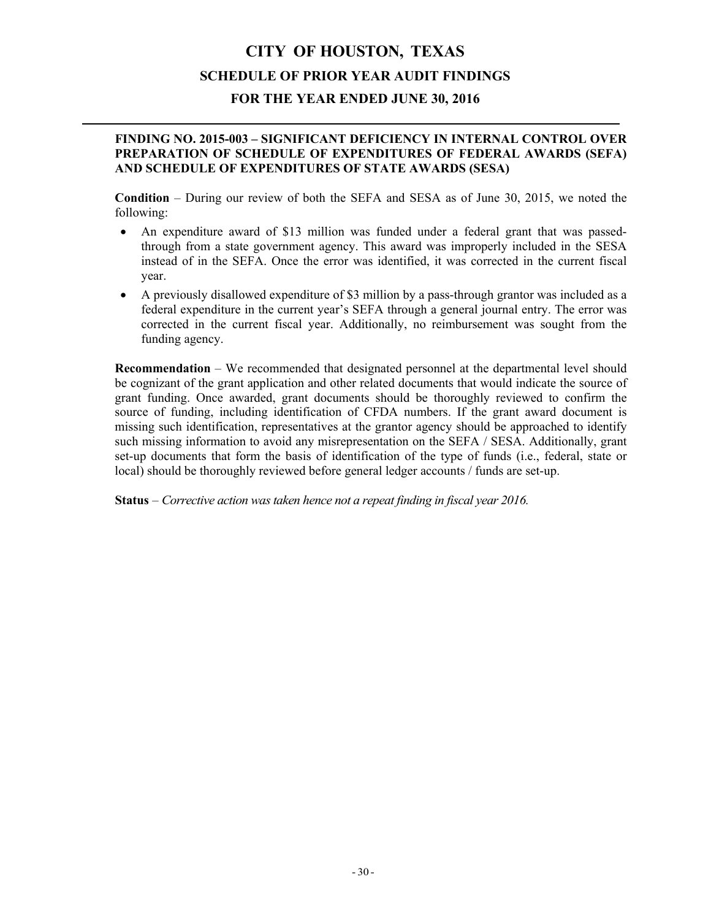# CITY OF HOUSTON, TEXAS

## SCHEDULE OF PRIOR YEAR AUDIT FINDINGS

## FOR THE YEAR ENDED JUNE 30, 2016

### FINDING NO. 2015-003 – SIGNIFICANT DEFICIENCY IN INTERNAL CONTROL OVER PREPARATION OF SCHEDULE OF EXPENDITURES OF FEDERAL AWARDS (SEFA) AND SCHEDULE OF EXPENDITURES OF STATE AWARDS (SESA)

**Condition** – During our review of both the SEFA and SESA as of June 30, 2015, we noted the following:

- An expenditure award of $13 million was funded under a federal grant that was passed-through from a state government agency. This award was improperly included in the SESA instead of in the SEFA. Once the error was identified, it was corrected in the current fiscal year.
- A previously disallowed expenditure of $3 million by a pass-through grantor was included as a federal expenditure in the current year's SEFA through a general journal entry. The error was corrected in the current fiscal year. Additionally, no reimbursement was sought from the funding agency.

**Recommendation** – We recommended that designated personnel at the departmental level should be cognizant of the grant application and other related documents that would indicate the source of grant funding. Once awarded, grant documents should be thoroughly reviewed to confirm the source of funding, including identification of CFDA numbers. If the grant award document is missing such identification, representatives at the grantor agency should be approached to identify such missing information to avoid any misrepresentation on the SEFA / SESA. Additionally, grant set-up documents that form the basis of identification of the type of funds (i.e., federal, state or local) should be thoroughly reviewed before general ledger accounts / funds are set-up.

**Status** – *Corrective action was taken hence not a repeat finding in fiscal year 2016.*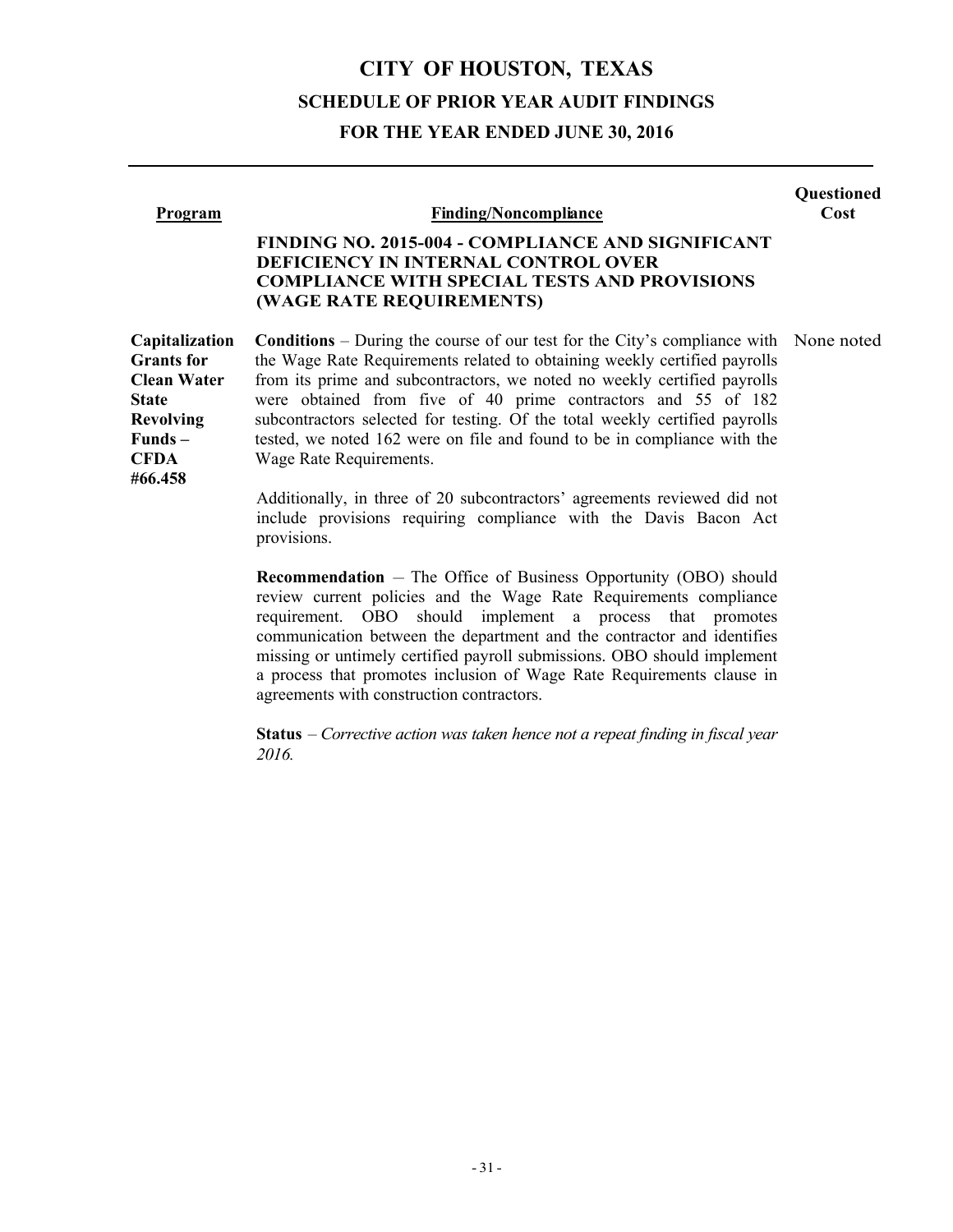# CITY OF HOUSTON, TEXAS

## SCHEDULE OF PRIOR YEAR AUDIT FINDINGS

## FOR THE YEAR ENDED JUNE 30, 2016

| Program | Finding/Noncompliance | Questioned Cost |
|---|---|---|
| | **FINDING NO. 2015-004 - COMPLIANCE AND SIGNIFICANT DEFICIENCY IN INTERNAL CONTROL OVER COMPLIANCE WITH SPECIAL TESTS AND PROVISIONS (WAGE RATE REQUIREMENTS)** | |
| **Capitalization Grants for Clean Water State Revolving Funds – CFDA #66.458** | **Conditions** – During the course of our test for the City's compliance with the Wage Rate Requirements related to obtaining weekly certified payrolls from its prime and subcontractors, we noted no weekly certified payrolls were obtained from five of 40 prime contractors and 55 of 182 subcontractors selected for testing. Of the total weekly certified payrolls tested, we noted 162 were on file and found to be in compliance with the Wage Rate Requirements. | None noted |

Additionally, in three of 20 subcontractors' agreements reviewed did not include provisions requiring compliance with the Davis Bacon Act provisions.

**Recommendation** – The Office of Business Opportunity (OBO) should review current policies and the Wage Rate Requirements compliance requirement. OBO should implement a process that promotes communication between the department and the contractor and identifies missing or untimely certified payroll submissions. OBO should implement a process that promotes inclusion of Wage Rate Requirements clause in agreements with construction contractors.

**Status** – *Corrective action was taken hence not a repeat finding in fiscal year 2016.*